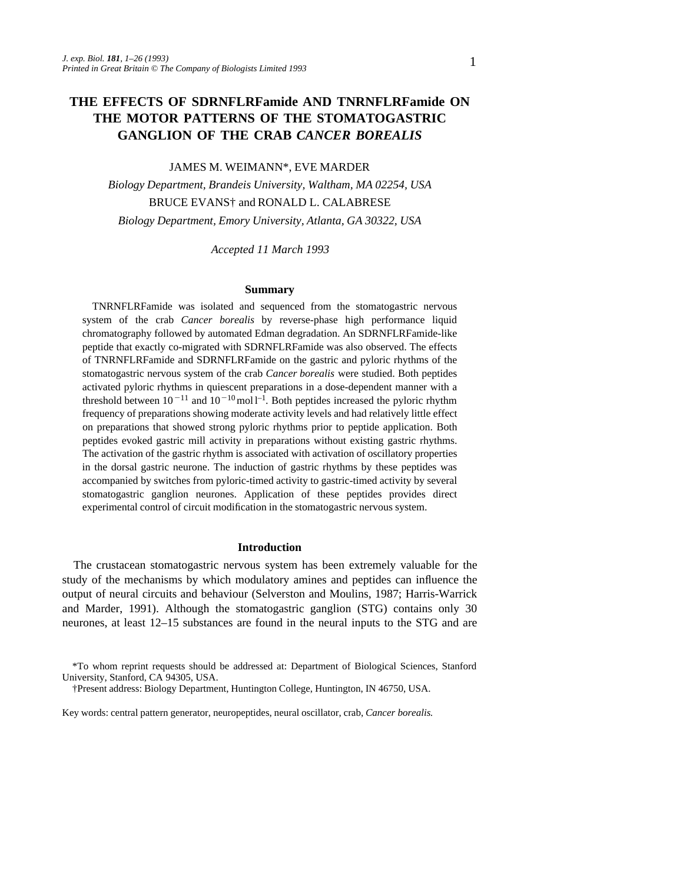# THE EFFECTS OF SDRNFLRFamide AND TNRNFLRFamide ON THE MOTOR PATTERNS OF THE STOMATOGASTRIC GANGLION OF THE CRAB *CANCER BOREALIS*

JAMES M. WEIMANN*, EVE MARDER

*Biology Department, Brandeis University, Waltham, MA 02254, USA*

BRUCE EVANS† and RONALD L. CALABRESE

*Biology Department, Emory University, Atlanta, GA 30322, USA*

*Accepted 11 March 1993*

## Summary

TNRNFLRFamide was isolated and sequenced from the stomatogastric nervous system of the crab *Cancer borealis* by reverse-phase high performance liquid chromatography followed by automated Edman degradation. An SDRNFLRFamide-like peptide that exactly co-migrated with SDRNFLRFamide was also observed. The effects of TNRNFLRFamide and SDRNFLRFamide on the gastric and pyloric rhythms of the stomatogastric nervous system of the crab *Cancer borealis* were studied. Both peptides activated pyloric rhythms in quiescent preparations in a dose-dependent manner with a threshold between $10^{-11}$ and $10^{-10}$ mol $l^{-1}$. Both peptides increased the pyloric rhythm frequency of preparations showing moderate activity levels and had relatively little effect on preparations that showed strong pyloric rhythms prior to peptide application. Both peptides evoked gastric mill activity in preparations without existing gastric rhythms. The activation of the gastric rhythm is associated with activation of oscillatory properties in the dorsal gastric neurone. The induction of gastric rhythms by these peptides was accompanied by switches from pyloric-timed activity to gastric-timed activity by several stomatogastric ganglion neurones. Application of these peptides provides direct experimental control of circuit modification in the stomatogastric nervous system.

## Introduction

The crustacean stomatogastric nervous system has been extremely valuable for the study of the mechanisms by which modulatory amines and peptides can influence the output of neural circuits and behaviour (Selverston and Moulins, 1987; Harris-Warrick and Marder, 1991). Although the stomatogastric ganglion (STG) contains only 30 neurones, at least 12–15 substances are found in the neural inputs to the STG and are

*To whom reprint requests should be addressed at: Department of Biological Sciences, Stanford University, Stanford, CA 94305, USA.

†Present address: Biology Department, Huntington College, Huntington, IN 46750, USA.

Key words: central pattern generator, neuropeptides, neural oscillator, crab, *Cancer borealis*.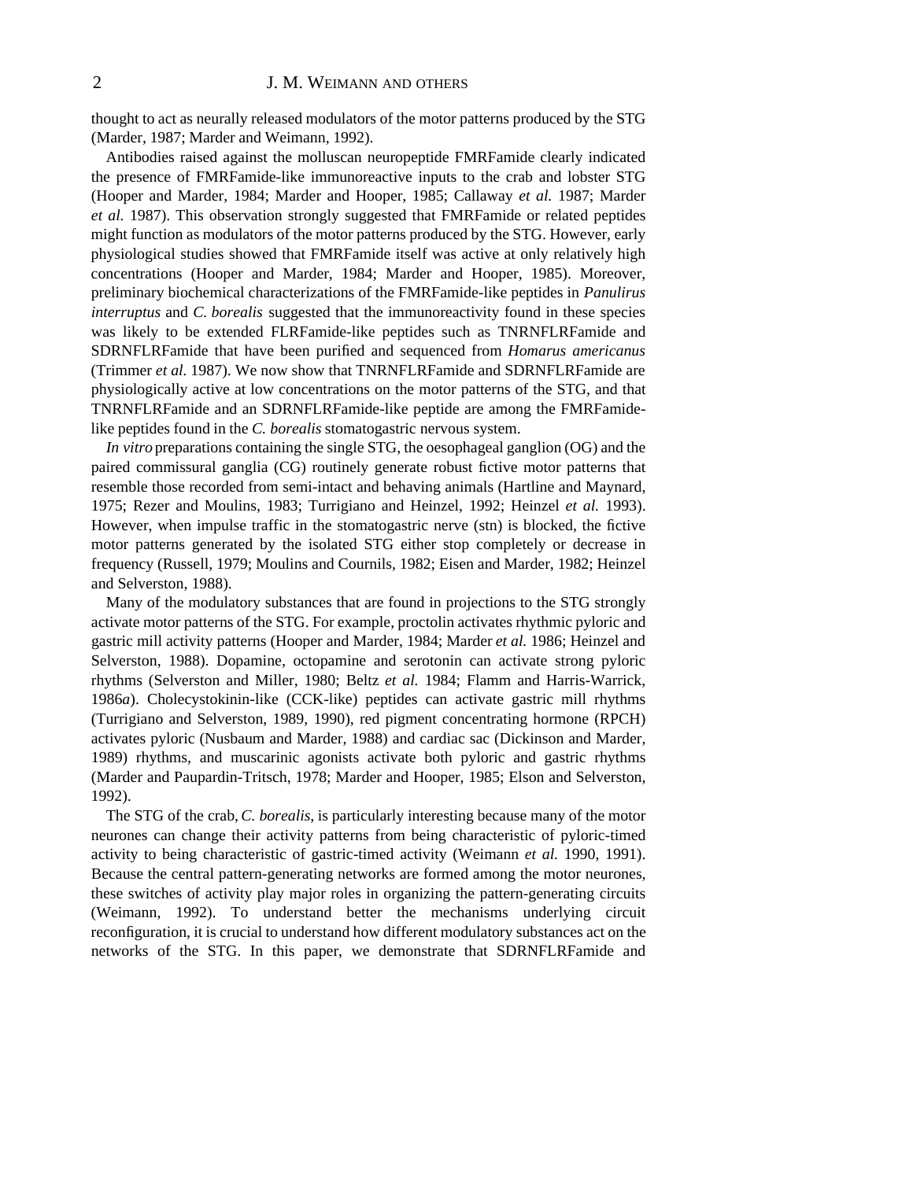thought to act as neurally released modulators of the motor patterns produced by the STG (Marder, 1987; Marder and Weimann, 1992).

Antibodies raised against the molluscan neuropeptide FMRFamide clearly indicated the presence of FMRFamide-like immunoreactive inputs to the crab and lobster STG (Hooper and Marder, 1984; Marder and Hooper, 1985; Callaway *et al.* 1987; Marder *et al.* 1987). This observation strongly suggested that FMRFamide or related peptides might function as modulators of the motor patterns produced by the STG. However, early physiological studies showed that FMRFamide itself was active at only relatively high concentrations (Hooper and Marder, 1984; Marder and Hooper, 1985). Moreover, preliminary biochemical characterizations of the FMRFamide-like peptides in *Panulirus interruptus* and *C. borealis* suggested that the immunoreactivity found in these species was likely to be extended FLRFamide-like peptides such as TNRNFLRFamide and SDRNFLRFamide that have been purified and sequenced from *Homarus americanus* (Trimmer *et al.* 1987). We now show that TNRNFLRFamide and SDRNFLRFamide are physiologically active at low concentrations on the motor patterns of the STG, and that TNRNFLRFamide and an SDRNFLRFamide-like peptide are among the FMRFamide-like peptides found in the *C. borealis* stomatogastric nervous system.

*In vitro* preparations containing the single STG, the oesophageal ganglion (OG) and the paired commissural ganglia (CG) routinely generate robust fictive motor patterns that resemble those recorded from semi-intact and behaving animals (Hartline and Maynard, 1975; Rezer and Moulins, 1983; Turrigiano and Heinzel, 1992; Heinzel *et al.* 1993). However, when impulse traffic in the stomatogastric nerve (stn) is blocked, the fictive motor patterns generated by the isolated STG either stop completely or decrease in frequency (Russell, 1979; Moulins and Cournils, 1982; Eisen and Marder, 1982; Heinzel and Selverston, 1988).

Many of the modulatory substances that are found in projections to the STG strongly activate motor patterns of the STG. For example, proctolin activates rhythmic pyloric and gastric mill activity patterns (Hooper and Marder, 1984; Marder *et al.* 1986; Heinzel and Selverston, 1988). Dopamine, octopamine and serotonin can activate strong pyloric rhythms (Selverston and Miller, 1980; Beltz *et al.* 1984; Flamm and Harris-Warrick, 1986*a*). Cholecystokinin-like (CCK-like) peptides can activate gastric mill rhythms (Turrigiano and Selverston, 1989, 1990), red pigment concentrating hormone (RPCH) activates pyloric (Nusbaum and Marder, 1988) and cardiac sac (Dickinson and Marder, 1989) rhythms, and muscarinic agonists activate both pyloric and gastric rhythms (Marder and Paupardin-Tritsch, 1978; Marder and Hooper, 1985; Elson and Selverston, 1992).

The STG of the crab, *C. borealis*, is particularly interesting because many of the motor neurones can change their activity patterns from being characteristic of pyloric-timed activity to being characteristic of gastric-timed activity (Weimann *et al.* 1990, 1991). Because the central pattern-generating networks are formed among the motor neurones, these switches of activity play major roles in organizing the pattern-generating circuits (Weimann, 1992). To understand better the mechanisms underlying circuit reconfiguration, it is crucial to understand how different modulatory substances act on the networks of the STG. In this paper, we demonstrate that SDRNFLRFamide and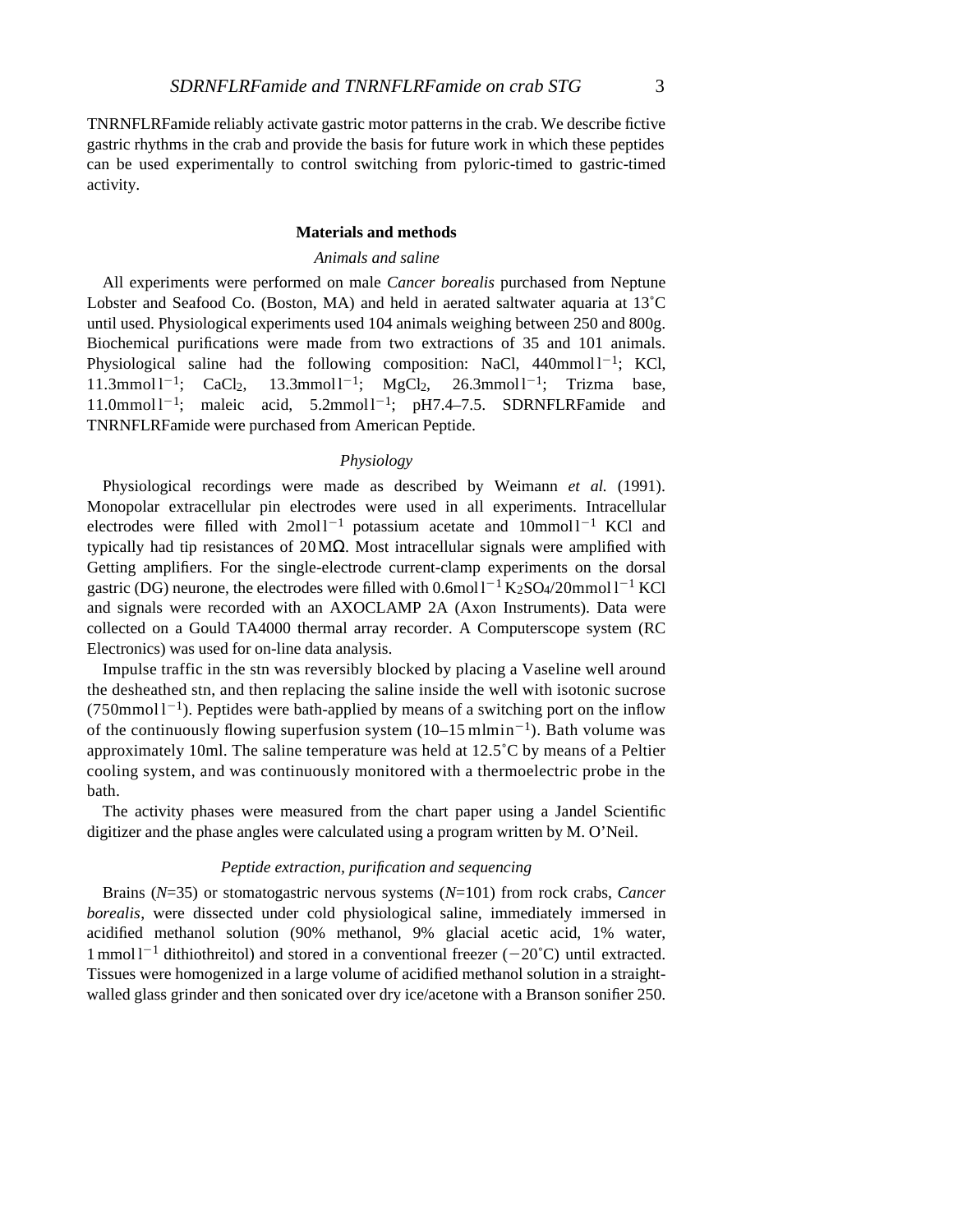TNRNFLRFamide reliably activate gastric motor patterns in the crab. We describe fictive gastric rhythms in the crab and provide the basis for future work in which these peptides can be used experimentally to control switching from pyloric-timed to gastric-timed activity.

## Materials and methods

### *Animals and saline*

All experiments were performed on male *Cancer borealis* purchased from Neptune Lobster and Seafood Co. (Boston, MA) and held in aerated saltwater aquaria at 13˚C until used. Physiological experiments used 104 animals weighing between 250 and 800g. Biochemical purifications were made from two extractions of 35 and 101 animals. Physiological saline had the following composition: NaCl, 440mmol $l^{-1}$; KCl, 11.3mmol $l^{-1}$; $CaCl_2$, 13.3mmol $l^{-1}$; $MgCl_2$, 26.3mmol $l^{-1}$; Trizma base, 11.0mmol $l^{-1}$; maleic acid, 5.2mmol $l^{-1}$; pH7.4–7.5. SDRNFLRFamide and TNRNFLRFamide were purchased from American Peptide.

### *Physiology*

Physiological recordings were made as described by Weimann *et al.* (1991). Monopolar extracellular pin electrodes were used in all experiments. Intracellular electrodes were filled with 2mol $l^{-1}$ potassium acetate and 10mmol $l^{-1}$ KCl and typically had tip resistances of 20 MΩ. Most intracellular signals were amplified with Getting amplifiers. For the single-electrode current-clamp experiments on the dorsal gastric (DG) neurone, the electrodes were filled with 0.6mol $l^{-1}$ $K_2SO_4$/20mmol $l^{-1}$ KCl and signals were recorded with an AXOCLAMP 2A (Axon Instruments). Data were collected on a Gould TA4000 thermal array recorder. A Computerscope system (RC Electronics) was used for on-line data analysis.

Impulse traffic in the stn was reversibly blocked by placing a Vaseline well around the desheathed stn, and then replacing the saline inside the well with isotonic sucrose (750mmol $l^{-1}$). Peptides were bath-applied by means of a switching port on the inflow of the continuously flowing superfusion system (10–15 ml $min^{-1}$). Bath volume was approximately 10ml. The saline temperature was held at 12.5˚C by means of a Peltier cooling system, and was continuously monitored with a thermoelectric probe in the bath.

The activity phases were measured from the chart paper using a Jandel Scientific digitizer and the phase angles were calculated using a program written by M. O'Neil.

### *Peptide extraction, purification and sequencing*

Brains ($N$=35) or stomatogastric nervous systems ($N$=101) from rock crabs, *Cancer borealis*, were dissected under cold physiological saline, immediately immersed in acidified methanol solution (90% methanol, 9% glacial acetic acid, 1% water, 1 mmol $l^{-1}$ dithiothreitol) and stored in a conventional freezer (−20˚C) until extracted. Tissues were homogenized in a large volume of acidified methanol solution in a straight-walled glass grinder and then sonicated over dry ice/acetone with a Branson sonifier 250.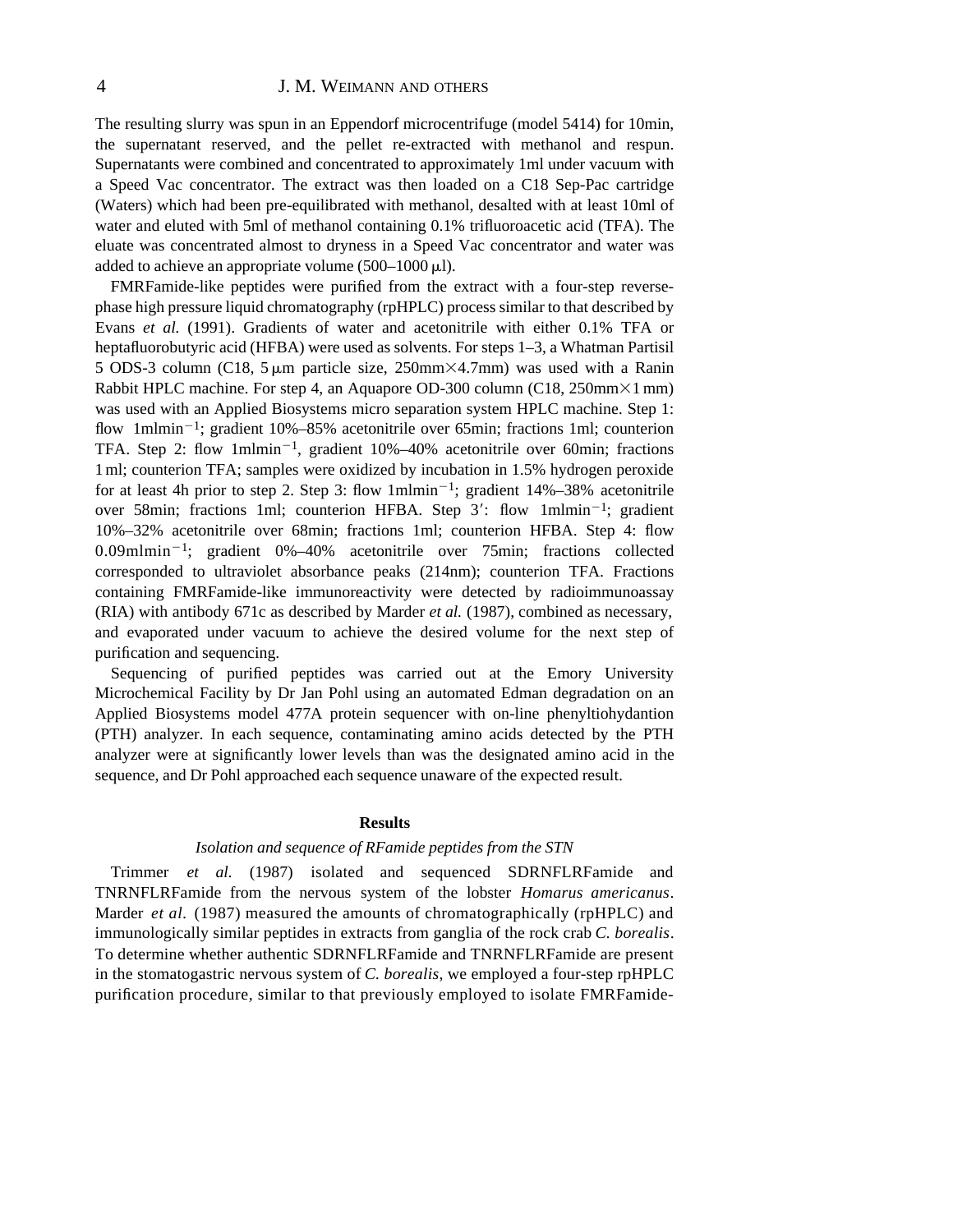The resulting slurry was spun in an Eppendorf microcentrifuge (model 5414) for 10min, the supernatant reserved, and the pellet re-extracted with methanol and respun. Supernatants were combined and concentrated to approximately 1ml under vacuum with a Speed Vac concentrator. The extract was then loaded on a C18 Sep-Pac cartridge (Waters) which had been pre-equilibrated with methanol, desalted with at least 10ml of water and eluted with 5ml of methanol containing 0.1% trifluoroacetic acid (TFA). The eluate was concentrated almost to dryness in a Speed Vac concentrator and water was added to achieve an appropriate volume (500–1000 μl).

FMRFamide-like peptides were purified from the extract with a four-step reverse-phase high pressure liquid chromatography (rpHPLC) process similar to that described by Evans *et al.* (1991). Gradients of water and acetonitrile with either 0.1% TFA or heptafluorobutyric acid (HFBA) were used as solvents. For steps 1–3, a Whatman Partisil 5 ODS-3 column (C18, 5 μm particle size, 250mm×4.7mm) was used with a Ranin Rabbit HPLC machine. For step 4, an Aquapore OD-300 column (C18, 250mm×1 mm) was used with an Applied Biosystems micro separation system HPLC machine. Step 1: flow 1mlmin$^{-1}$; gradient 10%–85% acetonitrile over 65min; fractions 1ml; counterion TFA. Step 2: flow 1mlmin$^{-1}$, gradient 10%–40% acetonitrile over 60min; fractions 1 ml; counterion TFA; samples were oxidized by incubation in 1.5% hydrogen peroxide for at least 4h prior to step 2. Step 3: flow 1mlmin$^{-1}$; gradient 14%–38% acetonitrile over 58min; fractions 1ml; counterion HFBA. Step 3′: flow 1mlmin$^{-1}$; gradient 10%–32% acetonitrile over 68min; fractions 1ml; counterion HFBA. Step 4: flow 0.09mlmin$^{-1}$; gradient 0%–40% acetonitrile over 75min; fractions collected corresponded to ultraviolet absorbance peaks (214nm); counterion TFA. Fractions containing FMRFamide-like immunoreactivity were detected by radioimmunoassay (RIA) with antibody 671c as described by Marder *et al.* (1987), combined as necessary, and evaporated under vacuum to achieve the desired volume for the next step of purification and sequencing.

Sequencing of purified peptides was carried out at the Emory University Microchemical Facility by Dr Jan Pohl using an automated Edman degradation on an Applied Biosystems model 477A protein sequencer with on-line phenyltiohydantion (PTH) analyzer. In each sequence, contaminating amino acids detected by the PTH analyzer were at significantly lower levels than was the designated amino acid in the sequence, and Dr Pohl approached each sequence unaware of the expected result.

## Results

### *Isolation and sequence of RFamide peptides from the STN*

Trimmer *et al.* (1987) isolated and sequenced SDRNFLRFamide and TNRNFLRFamide from the nervous system of the lobster *Homarus americanus*. Marder *et al.* (1987) measured the amounts of chromatographically (rpHPLC) and immunologically similar peptides in extracts from ganglia of the rock crab *C. borealis*. To determine whether authentic SDRNFLRFamide and TNRNFLRFamide are present in the stomatogastric nervous system of *C. borealis*, we employed a four-step rpHPLC purification procedure, similar to that previously employed to isolate FMRFamide-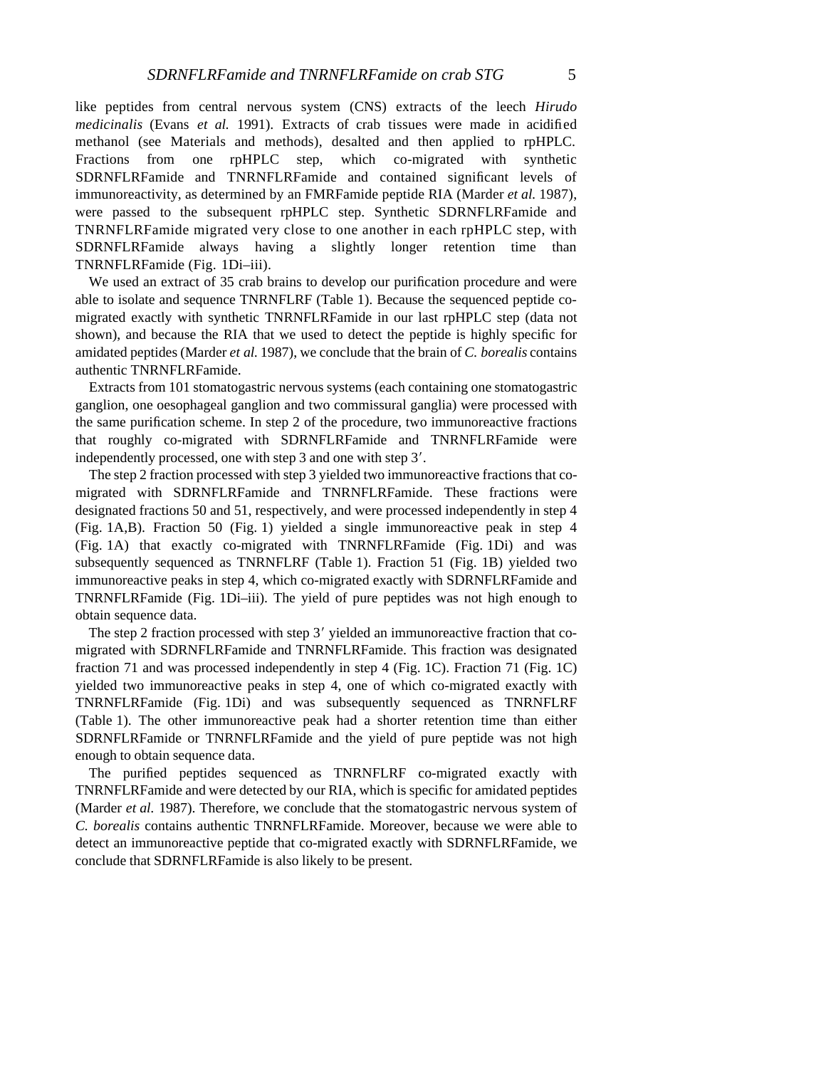like peptides from central nervous system (CNS) extracts of the leech *Hirudo medicinalis* (Evans *et al.* 1991). Extracts of crab tissues were made in acidified methanol (see Materials and methods), desalted and then applied to rpHPLC. Fractions from one rpHPLC step, which co-migrated with synthetic SDRNFLRFamide and TNRNFLRFamide and contained significant levels of immunoreactivity, as determined by an FMRFamide peptide RIA (Marder *et al.* 1987), were passed to the subsequent rpHPLC step. Synthetic SDRNFLRFamide and TNRNFLRFamide migrated very close to one another in each rpHPLC step, with SDRNFLRFamide always having a slightly longer retention time than TNRNFLRFamide (Fig. 1Di–iii).

We used an extract of 35 crab brains to develop our purification procedure and were able to isolate and sequence TNRNFLRF (Table 1). Because the sequenced peptide co-migrated exactly with synthetic TNRNFLRFamide in our last rpHPLC step (data not shown), and because the RIA that we used to detect the peptide is highly specific for amidated peptides (Marder *et al.* 1987), we conclude that the brain of *C. borealis* contains authentic TNRNFLRFamide.

Extracts from 101 stomatogastric nervous systems (each containing one stomatogastric ganglion, one oesophageal ganglion and two commissural ganglia) were processed with the same purification scheme. In step 2 of the procedure, two immunoreactive fractions that roughly co-migrated with SDRNFLRFamide and TNRNFLRFamide were independently processed, one with step 3 and one with step 3′.

The step 2 fraction processed with step 3 yielded two immunoreactive fractions that co-migrated with SDRNFLRFamide and TNRNFLRFamide. These fractions were designated fractions 50 and 51, respectively, and were processed independently in step 4 (Fig. 1A,B). Fraction 50 (Fig. 1) yielded a single immunoreactive peak in step 4 (Fig. 1A) that exactly co-migrated with TNRNFLRFamide (Fig. 1Di) and was subsequently sequenced as TNRNFLRF (Table 1). Fraction 51 (Fig. 1B) yielded two immunoreactive peaks in step 4, which co-migrated exactly with SDRNFLRFamide and TNRNFLRFamide (Fig. 1Di–iii). The yield of pure peptides was not high enough to obtain sequence data.

The step 2 fraction processed with step 3′ yielded an immunoreactive fraction that co-migrated with SDRNFLRFamide and TNRNFLRFamide. This fraction was designated fraction 71 and was processed independently in step 4 (Fig. 1C). Fraction 71 (Fig. 1C) yielded two immunoreactive peaks in step 4, one of which co-migrated exactly with TNRNFLRFamide (Fig. 1Di) and was subsequently sequenced as TNRNFLRF (Table 1). The other immunoreactive peak had a shorter retention time than either SDRNFLRFamide or TNRNFLRFamide and the yield of pure peptide was not high enough to obtain sequence data.

The purified peptides sequenced as TNRNFLRF co-migrated exactly with TNRNFLRFamide and were detected by our RIA, which is specific for amidated peptides (Marder *et al.* 1987). Therefore, we conclude that the stomatogastric nervous system of *C. borealis* contains authentic TNRNFLRFamide. Moreover, because we were able to detect an immunoreactive peptide that co-migrated exactly with SDRNFLRFamide, we conclude that SDRNFLRFamide is also likely to be present.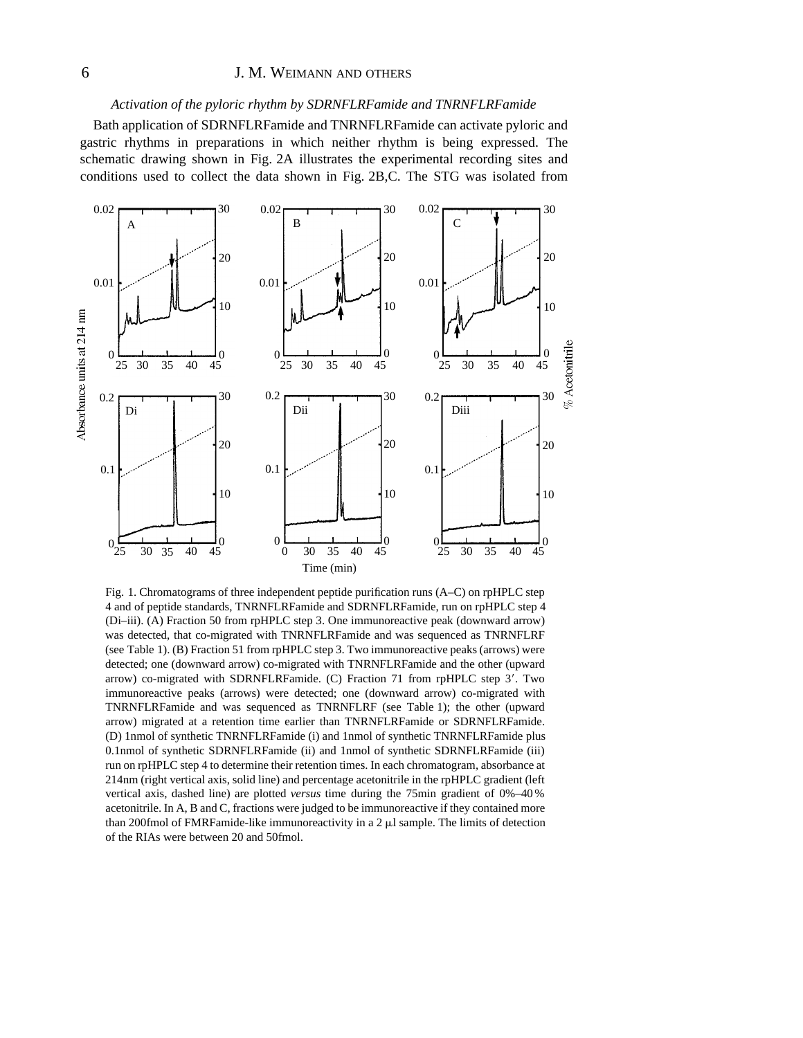### *Activation of the pyloric rhythm by SDRNFLRFamide and TNRNFLRFamide*

Bath application of SDRNFLRFamide and TNRNFLRFamide can activate pyloric and gastric rhythms in preparations in which neither rhythm is being expressed. The schematic drawing shown in Fig. 2A illustrates the experimental recording sites and conditions used to collect the data shown in Fig. 2B,C. The STG was isolated from

Fig. 1. Chromatograms of three independent peptide purification runs (A–C) on rpHPLC step 4 and of peptide standards, TNRNFLRFamide and SDRNFLRFamide, run on rpHPLC step 4 (Di–iii). (A) Fraction 50 from rpHPLC step 3. One immunoreactive peak (downward arrow) was detected, that co-migrated with TNRNFLRFamide and was sequenced as TNRNFLRF (see Table 1). (B) Fraction 51 from rpHPLC step 3. Two immunoreactive peaks (arrows) were detected; one (downward arrow) co-migrated with TNRNFLRFamide and the other (upward arrow) co-migrated with SDRNFLRFamide. (C) Fraction 71 from rpHPLC step 3′. Two immunoreactive peaks (arrows) were detected; one (downward arrow) co-migrated with TNRNFLRFamide and was sequenced as TNRNFLRF (see Table 1); the other (upward arrow) migrated at a retention time earlier than TNRNFLRFamide or SDRNFLRFamide. (D) 1nmol of synthetic TNRNFLRFamide (i) and 1nmol of synthetic TNRNFLRFamide plus 0.1nmol of synthetic SDRNFLRFamide (ii) and 1nmol of synthetic SDRNFLRFamide (iii) run on rpHPLC step 4 to determine their retention times. In each chromatogram, absorbance at 214nm (right vertical axis, solid line) and percentage acetonitrile in the rpHPLC gradient (left vertical axis, dashed line) are plotted *versus* time during the 75min gradient of 0%–40% acetonitrile. In A, B and C, fractions were judged to be immunoreactive if they contained more than 200fmol of FMRFamide-like immunoreactivity in a 2 μl sample. The limits of detection of the RIAs were between 20 and 50fmol.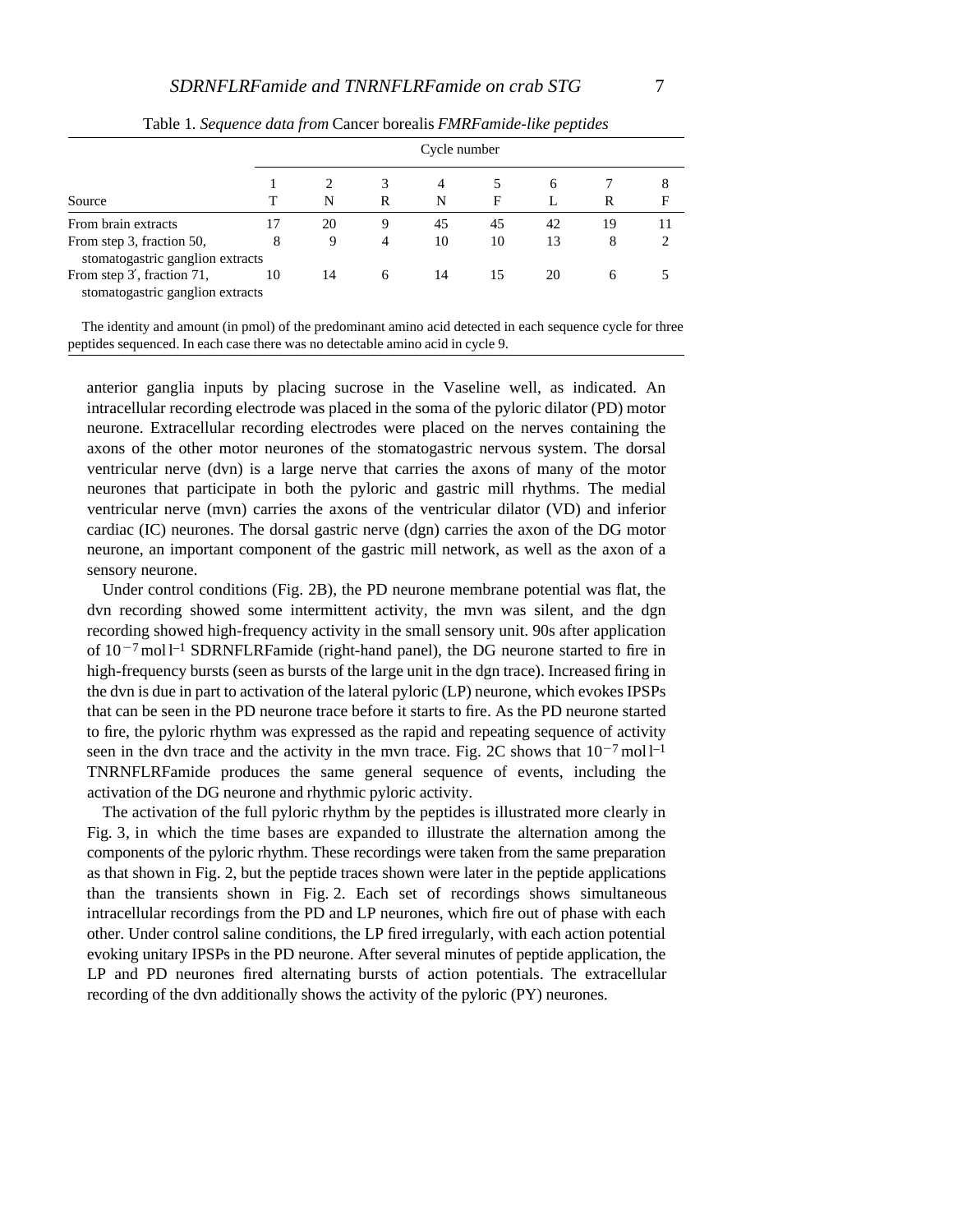Table 1. *Sequence data from* Cancer borealis *FMRFamide-like peptides*

| | Cycle number | | | | | | | |
|---|---|---|---|---|---|---|---|---|
| | 1 | 2 | 3 | 4 | 5 | 6 | 7 | 8 |
| Source | T | N | R | N | F | L | R | F |
| From brain extracts | 17 | 20 | 9 | 45 | 45 | 42 | 19 | 11 |
| From step 3, fraction 50, stomatogastric ganglion extracts | 8 | 9 | 4 | 10 | 10 | 13 | 8 | 2 |
| From step 3′, fraction 71, stomatogastric ganglion extracts | 10 | 14 | 6 | 14 | 15 | 20 | 6 | 5 |

The identity and amount (in pmol) of the predominant amino acid detected in each sequence cycle for three peptides sequenced. In each case there was no detectable amino acid in cycle 9.

anterior ganglia inputs by placing sucrose in the Vaseline well, as indicated. An intracellular recording electrode was placed in the soma of the pyloric dilator (PD) motor neurone. Extracellular recording electrodes were placed on the nerves containing the axons of the other motor neurones of the stomatogastric nervous system. The dorsal ventricular nerve (dvn) is a large nerve that carries the axons of many of the motor neurones that participate in both the pyloric and gastric mill rhythms. The medial ventricular nerve (mvn) carries the axons of the ventricular dilator (VD) and inferior cardiac (IC) neurones. The dorsal gastric nerve (dgn) carries the axon of the DG motor neurone, an important component of the gastric mill network, as well as the axon of a sensory neurone.

Under control conditions (Fig. 2B), the PD neurone membrane potential was flat, the dvn recording showed some intermittent activity, the mvn was silent, and the dgn recording showed high-frequency activity in the small sensory unit. 90s after application of $10^{-7}$ mol l$^{-1}$ SDRNFLRFamide (right-hand panel), the DG neurone started to fire in high-frequency bursts (seen as bursts of the large unit in the dgn trace). Increased firing in the dvn is due in part to activation of the lateral pyloric (LP) neurone, which evokes IPSPs that can be seen in the PD neurone trace before it starts to fire. As the PD neurone started to fire, the pyloric rhythm was expressed as the rapid and repeating sequence of activity seen in the dvn trace and the activity in the mvn trace. Fig. 2C shows that $10^{-7}$ mol l$^{-1}$ TNRNFLRFamide produces the same general sequence of events, including the activation of the DG neurone and rhythmic pyloric activity.

The activation of the full pyloric rhythm by the peptides is illustrated more clearly in Fig. 3, in which the time bases are expanded to illustrate the alternation among the components of the pyloric rhythm. These recordings were taken from the same preparation as that shown in Fig. 2, but the peptide traces shown were later in the peptide applications than the transients shown in Fig. 2. Each set of recordings shows simultaneous intracellular recordings from the PD and LP neurones, which fire out of phase with each other. Under control saline conditions, the LP fired irregularly, with each action potential evoking unitary IPSPs in the PD neurone. After several minutes of peptide application, the LP and PD neurones fired alternating bursts of action potentials. The extracellular recording of the dvn additionally shows the activity of the pyloric (PY) neurones.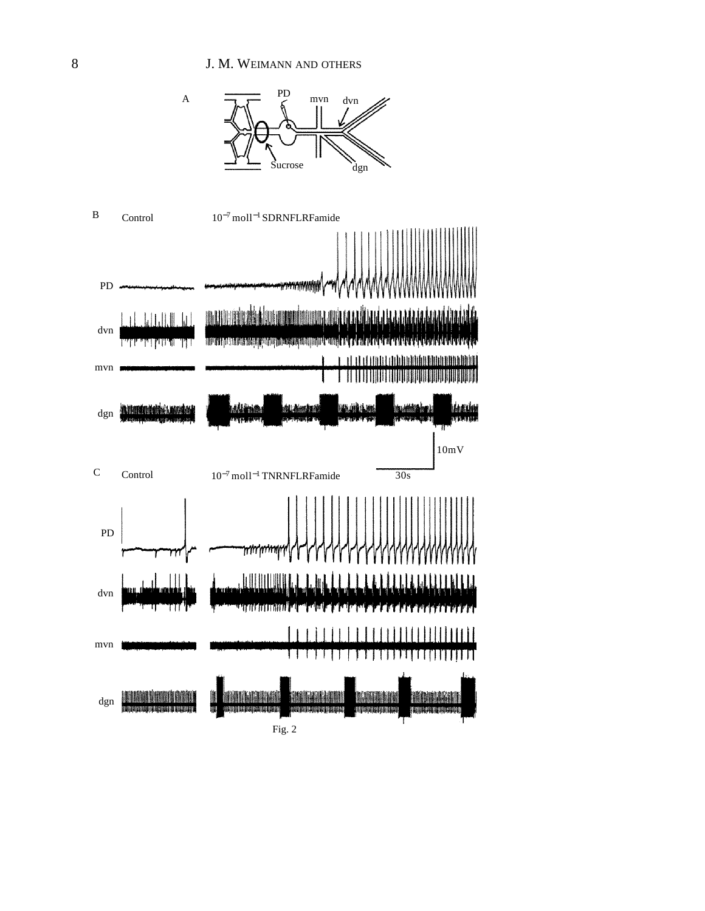Fig. 2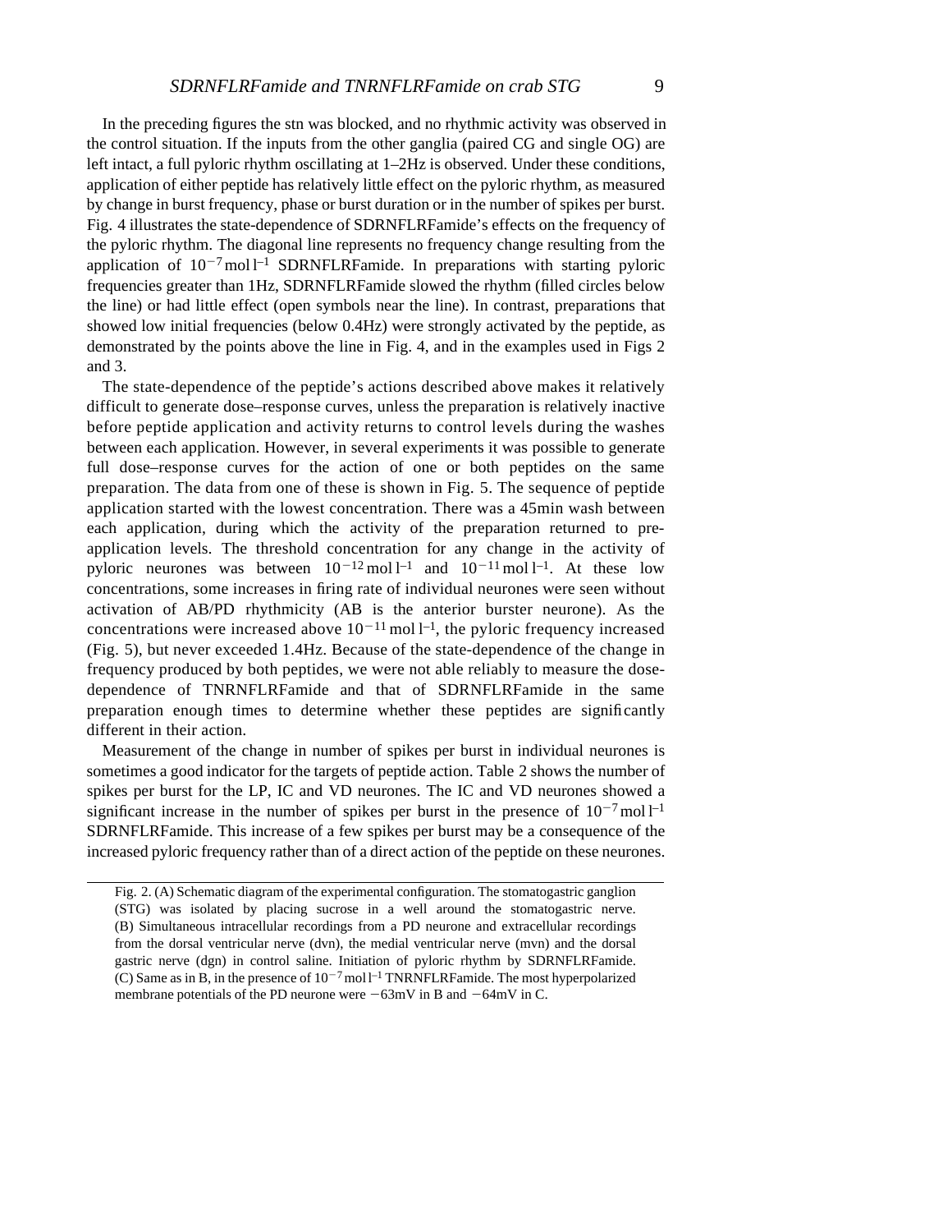In the preceding figures the stn was blocked, and no rhythmic activity was observed in the control situation. If the inputs from the other ganglia (paired CG and single OG) are left intact, a full pyloric rhythm oscillating at 1–2Hz is observed. Under these conditions, application of either peptide has relatively little effect on the pyloric rhythm, as measured by change in burst frequency, phase or burst duration or in the number of spikes per burst. Fig. 4 illustrates the state-dependence of SDRNFLRFamide's effects on the frequency of the pyloric rhythm. The diagonal line represents no frequency change resulting from the application of $10^{-7}$ mol l$^{-1}$ SDRNFLRFamide. In preparations with starting pyloric frequencies greater than 1Hz, SDRNFLRFamide slowed the rhythm (filled circles below the line) or had little effect (open symbols near the line). In contrast, preparations that showed low initial frequencies (below 0.4Hz) were strongly activated by the peptide, as demonstrated by the points above the line in Fig. 4, and in the examples used in Figs 2 and 3.

The state-dependence of the peptide's actions described above makes it relatively difficult to generate dose–response curves, unless the preparation is relatively inactive before peptide application and activity returns to control levels during the washes between each application. However, in several experiments it was possible to generate full dose–response curves for the action of one or both peptides on the same preparation. The data from one of these is shown in Fig. 5. The sequence of peptide application started with the lowest concentration. There was a 45min wash between each application, during which the activity of the preparation returned to pre-application levels. The threshold concentration for any change in the activity of pyloric neurones was between $10^{-12}$ mol l$^{-1}$ and $10^{-11}$ mol l$^{-1}$. At these low concentrations, some increases in firing rate of individual neurones were seen without activation of AB/PD rhythmicity (AB is the anterior burster neurone). As the concentrations were increased above $10^{-11}$ mol l$^{-1}$, the pyloric frequency increased (Fig. 5), but never exceeded 1.4Hz. Because of the state-dependence of the change in frequency produced by both peptides, we were not able reliably to measure the dose-dependence of TNRNFLRFamide and that of SDRNFLRFamide in the same preparation enough times to determine whether these peptides are significantly different in their action.

Measurement of the change in number of spikes per burst in individual neurones is sometimes a good indicator for the targets of peptide action. Table 2 shows the number of spikes per burst for the LP, IC and VD neurones. The IC and VD neurones showed a significant increase in the number of spikes per burst in the presence of $10^{-7}$ mol l$^{-1}$ SDRNFLRFamide. This increase of a few spikes per burst may be a consequence of the increased pyloric frequency rather than of a direct action of the peptide on these neurones.

Fig. 2. (A) Schematic diagram of the experimental configuration. The stomatogastric ganglion (STG) was isolated by placing sucrose in a well around the stomatogastric nerve. (B) Simultaneous intracellular recordings from a PD neurone and extracellular recordings from the dorsal ventricular nerve (dvn), the medial ventricular nerve (mvn) and the dorsal gastric nerve (dgn) in control saline. Initiation of pyloric rhythm by SDRNFLRFamide. (C) Same as in B, in the presence of $10^{-7}$ mol l$^{-1}$ TNRNFLRFamide. The most hyperpolarized membrane potentials of the PD neurone were −63mV in B and −64mV in C.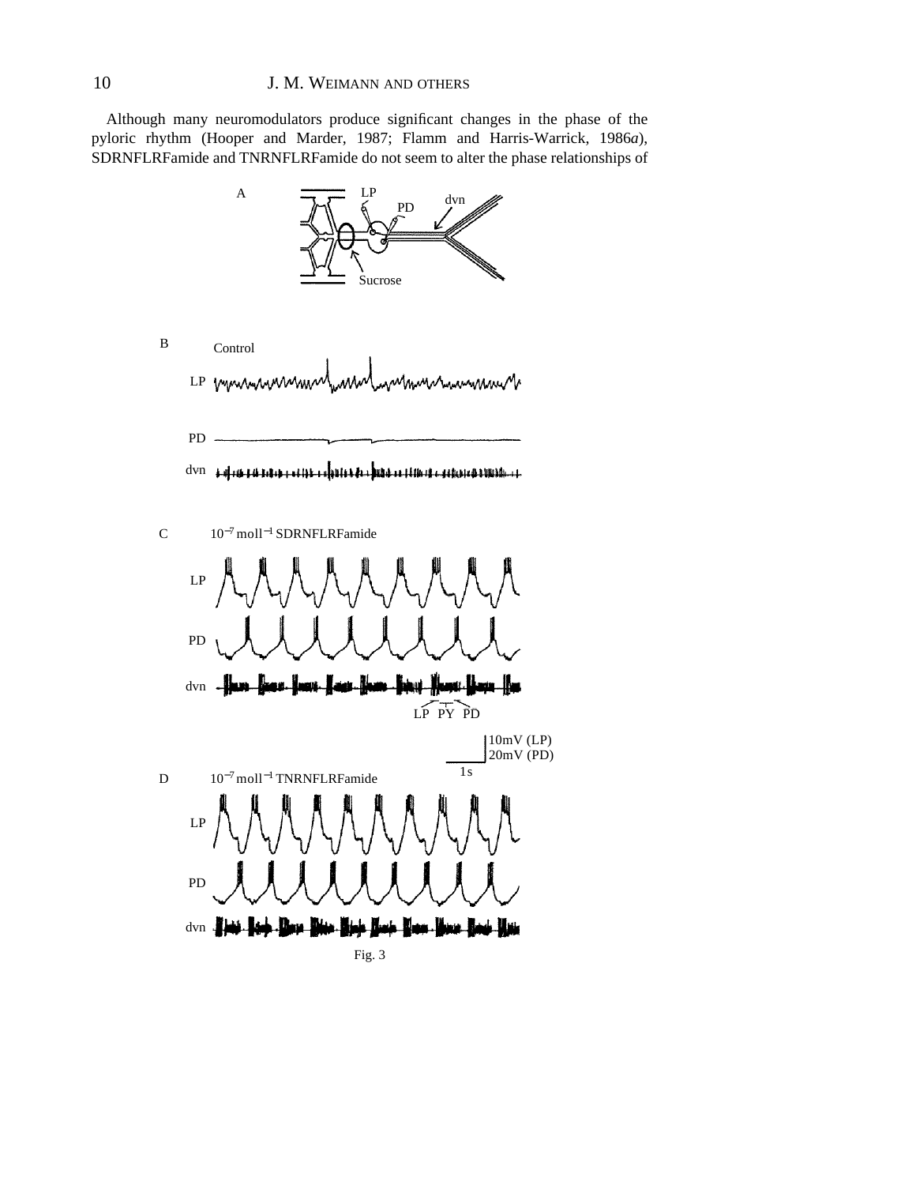Although many neuromodulators produce significant changes in the phase of the pyloric rhythm (Hooper and Marder, 1987; Flamm and Harris-Warrick, 1986*a*), SDRNFLRFamide and TNRNFLRFamide do not seem to alter the phase relationships of

Fig. 3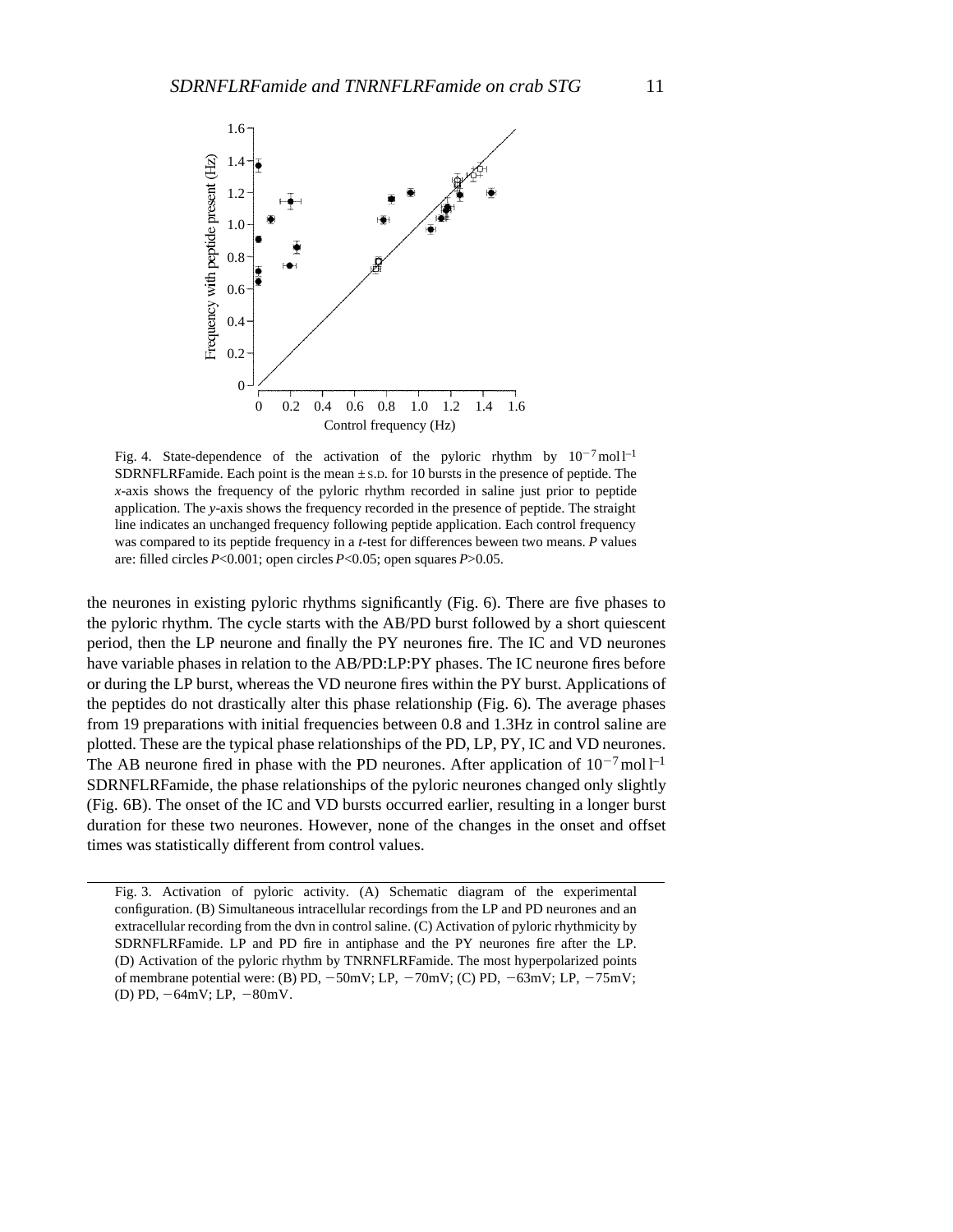Fig. 4. State-dependence of the activation of the pyloric rhythm by $10^{-7}$ mol l$^{-1}$ SDRNFLRFamide. Each point is the mean ± S.D. for 10 bursts in the presence of peptide. The *x*-axis shows the frequency of the pyloric rhythm recorded in saline just prior to peptide application. The *y*-axis shows the frequency recorded in the presence of peptide. The straight line indicates an unchanged frequency following peptide application. Each control frequency was compared to its peptide frequency in a *t*-test for differences beween two means. *P* values are: filled circles $P<0.001$; open circles $P<0.05$; open squares $P>0.05$.

the neurones in existing pyloric rhythms significantly (Fig. 6). There are five phases to the pyloric rhythm. The cycle starts with the AB/PD burst followed by a short quiescent period, then the LP neurone and finally the PY neurones fire. The IC and VD neurones have variable phases in relation to the AB/PD:LP:PY phases. The IC neurone fires before or during the LP burst, whereas the VD neurone fires within the PY burst. Applications of the peptides do not drastically alter this phase relationship (Fig. 6). The average phases from 19 preparations with initial frequencies between 0.8 and 1.3Hz in control saline are plotted. These are the typical phase relationships of the PD, LP, PY, IC and VD neurones. The AB neurone fired in phase with the PD neurones. After application of $10^{-7}$ mol l$^{-1}$ SDRNFLRFamide, the phase relationships of the pyloric neurones changed only slightly (Fig. 6B). The onset of the IC and VD bursts occurred earlier, resulting in a longer burst duration for these two neurones. However, none of the changes in the onset and offset times was statistically different from control values.

---

Fig. 3. Activation of pyloric activity. (A) Schematic diagram of the experimental configuration. (B) Simultaneous intracellular recordings from the LP and PD neurones and an extracellular recording from the dvn in control saline. (C) Activation of pyloric rhythmicity by SDRNFLRFamide. LP and PD fire in antiphase and the PY neurones fire after the LP. (D) Activation of the pyloric rhythm by TNRNFLRFamide. The most hyperpolarized points of membrane potential were: (B) PD, −50mV; LP, −70mV; (C) PD, −63mV; LP, −75mV; (D) PD, −64mV; LP, −80mV.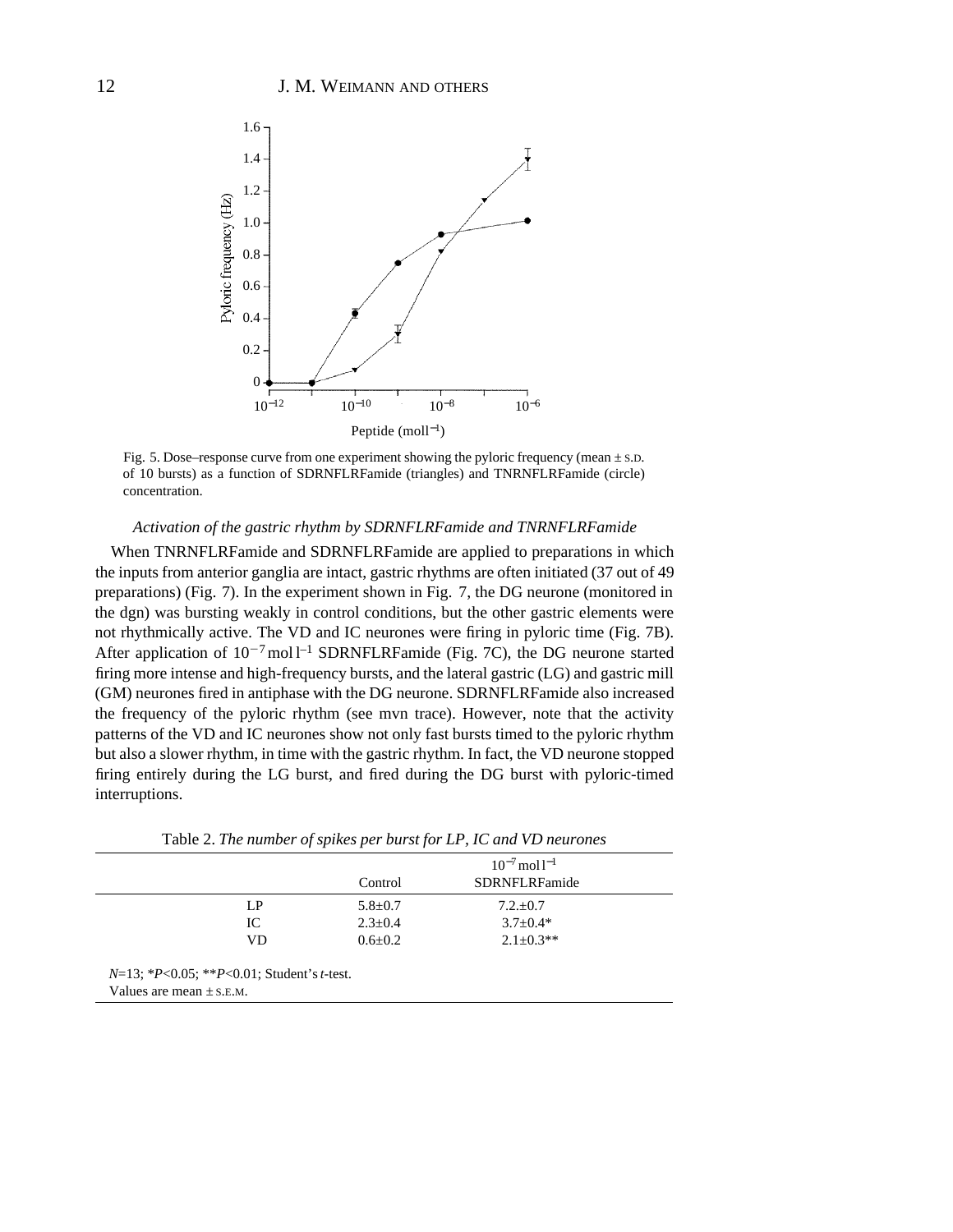Fig. 5. Dose–response curve from one experiment showing the pyloric frequency (mean ± S.D. of 10 bursts) as a function of SDRNFLRFamide (triangles) and TNRNFLRFamide (circle) concentration.

### *Activation of the gastric rhythm by SDRNFLRFamide and TNRNFLRFamide*

When TNRNFLRFamide and SDRNFLRFamide are applied to preparations in which the inputs from anterior ganglia are intact, gastric rhythms are often initiated (37 out of 49 preparations) (Fig. 7). In the experiment shown in Fig. 7, the DG neurone (monitored in the dgn) was bursting weakly in control conditions, but the other gastric elements were not rhythmically active. The VD and IC neurones were firing in pyloric time (Fig. 7B). After application of $10^{-7}$ mol l$^{-1}$ SDRNFLRFamide (Fig. 7C), the DG neurone started firing more intense and high-frequency bursts, and the lateral gastric (LG) and gastric mill (GM) neurones fired in antiphase with the DG neurone. SDRNFLRFamide also increased the frequency of the pyloric rhythm (see mvn trace). However, note that the activity patterns of the VD and IC neurones show not only fast bursts timed to the pyloric rhythm but also a slower rhythm, in time with the gastric rhythm. In fact, the VD neurone stopped firing entirely during the LG burst, and fired during the DG burst with pyloric-timed interruptions.

Table 2. *The number of spikes per burst for LP, IC and VD neurones*

| | Control | $10^{-7}$ mol l$^{-1}$ SDRNFLRFamide |
|---|---|---|
| LP | 5.8±0.7 | 7.2.±0.7 |
| IC | 2.3±0.4 | 3.7±0.4* |
| VD | 0.6±0.2 | 2.1±0.3** |

*N*=13; \**P*<0.05; \*\**P*<0.01; Student's *t*-test.
Values are mean ± S.E.M.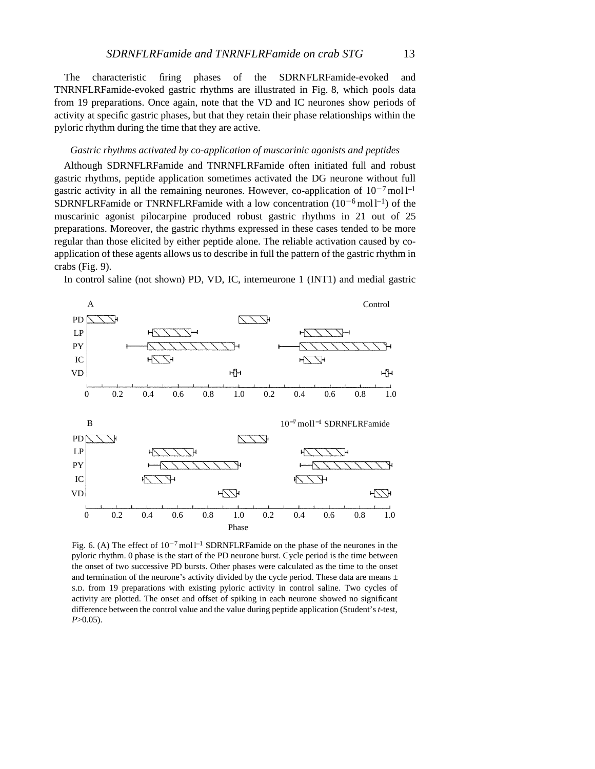The characteristic firing phases of the SDRNFLRFamide-evoked and TNRNFLRFamide-evoked gastric rhythms are illustrated in Fig. 8, which pools data from 19 preparations. Once again, note that the VD and IC neurones show periods of activity at specific gastric phases, but that they retain their phase relationships within the pyloric rhythm during the time that they are active.

### *Gastric rhythms activated by co-application of muscarinic agonists and peptides*

Although SDRNFLRFamide and TNRNFLRFamide often initiated full and robust gastric rhythms, peptide application sometimes activated the DG neurone without full gastric activity in all the remaining neurones. However, co-application of $10^{-7}$ mol l$^{-1}$ SDRNFLRFamide or TNRNFLRFamide with a low concentration ($10^{-6}$ mol l$^{-1}$) of the muscarinic agonist pilocarpine produced robust gastric rhythms in 21 out of 25 preparations. Moreover, the gastric rhythms expressed in these cases tended to be more regular than those elicited by either peptide alone. The reliable activation caused by co-application of these agents allows us to describe in full the pattern of the gastric rhythm in crabs (Fig. 9).

In control saline (not shown) PD, VD, IC, interneurone 1 (INT1) and medial gastric

Fig. 6. (A) The effect of $10^{-7}$ mol l$^{-1}$ SDRNFLRFamide on the phase of the neurones in the pyloric rhythm. 0 phase is the start of the PD neurone burst. Cycle period is the time between the onset of two successive PD bursts. Other phases were calculated as the time to the onset and termination of the neurone's activity divided by the cycle period. These data are means ± S.D. from 19 preparations with existing pyloric activity in control saline. Two cycles of activity are plotted. The onset and offset of spiking in each neurone showed no significant difference between the control value and the value during peptide application (Student's *t*-test, $P>0.05$).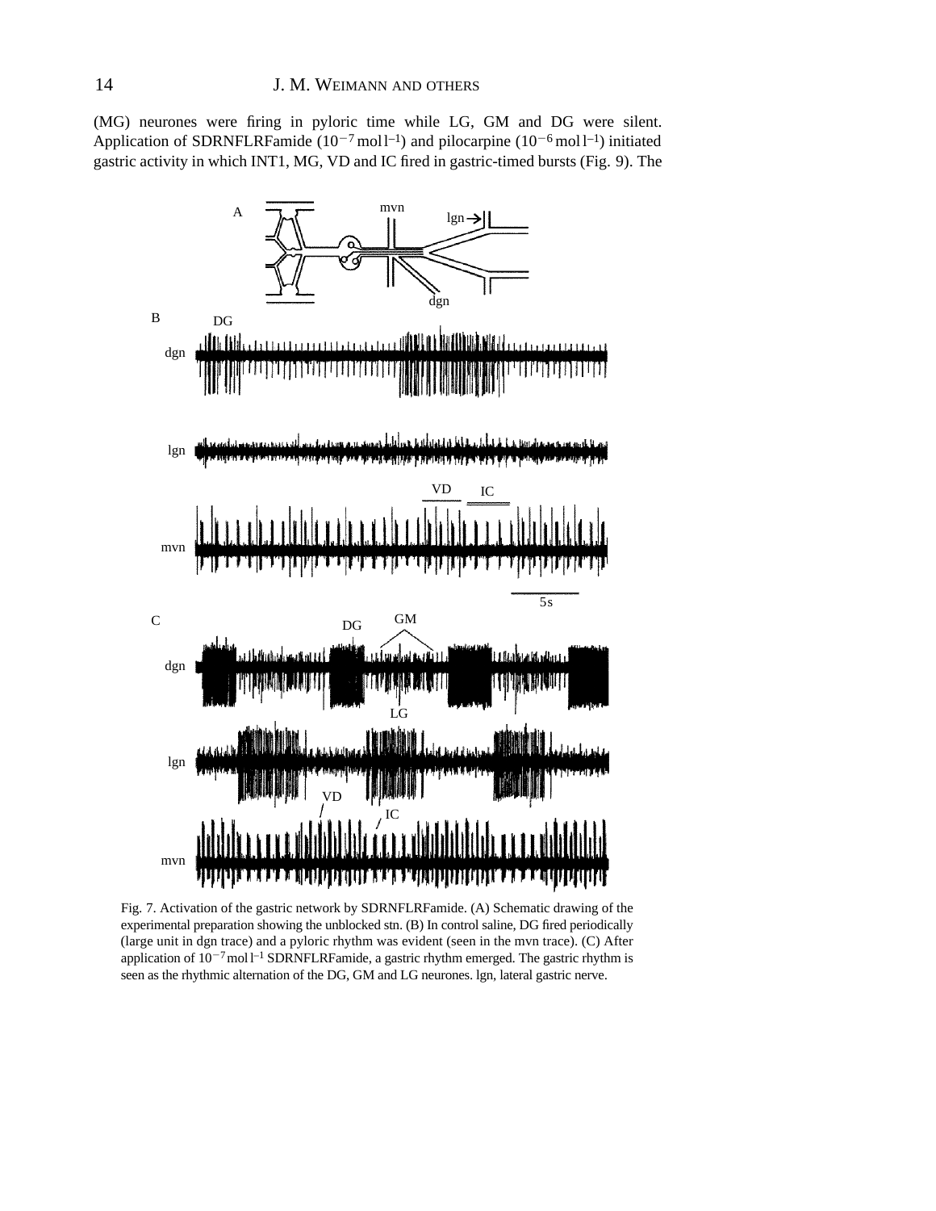(MG) neurones were firing in pyloric time while LG, GM and DG were silent. Application of SDRNFLRFamide ($10^{-7}$ mol l$^{-1}$) and pilocarpine ($10^{-6}$ mol l$^{-1}$) initiated gastric activity in which INT1, MG, VD and IC fired in gastric-timed bursts (Fig. 9). The

Fig. 7. Activation of the gastric network by SDRNFLRFamide. (A) Schematic drawing of the experimental preparation showing the unblocked stn. (B) In control saline, DG fired periodically (large unit in dgn trace) and a pyloric rhythm was evident (seen in the mvn trace). (C) After application of $10^{-7}$ mol l$^{-1}$ SDRNFLRFamide, a gastric rhythm emerged. The gastric rhythm is seen as the rhythmic alternation of the DG, GM and LG neurones. lgn, lateral gastric nerve.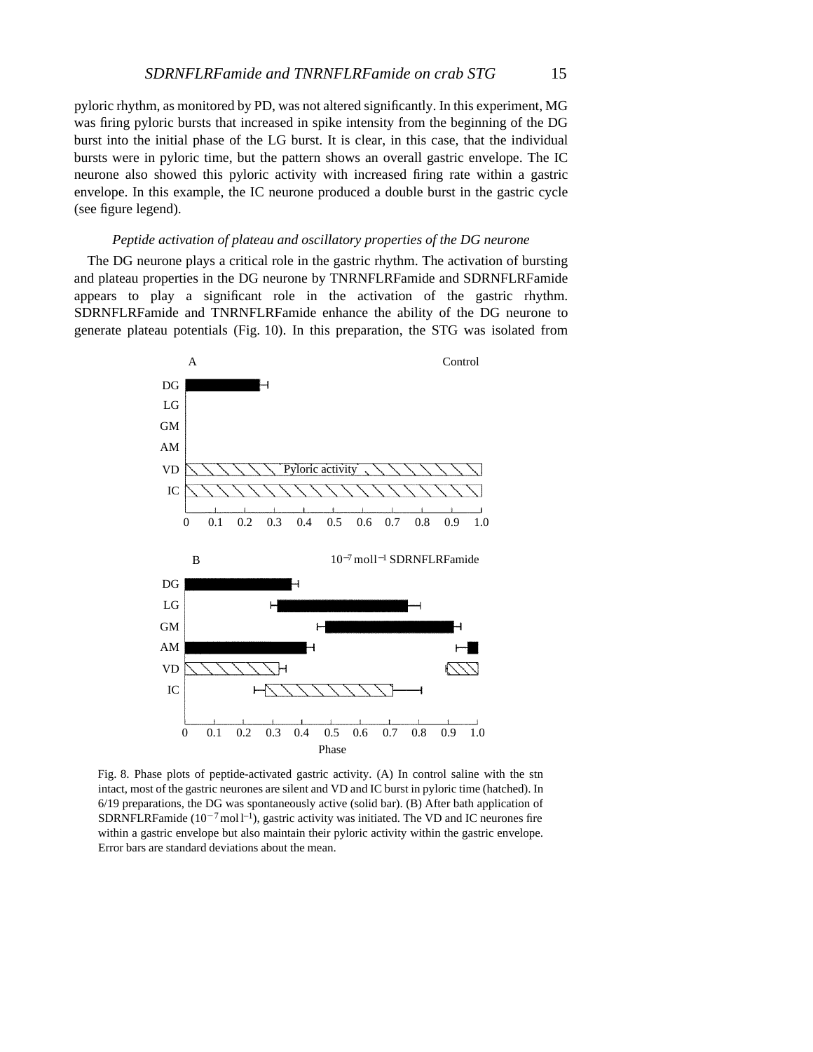pyloric rhythm, as monitored by PD, was not altered significantly. In this experiment, MG was firing pyloric bursts that increased in spike intensity from the beginning of the DG burst into the initial phase of the LG burst. It is clear, in this case, that the individual bursts were in pyloric time, but the pattern shows an overall gastric envelope. The IC neurone also showed this pyloric activity with increased firing rate within a gastric envelope. In this example, the IC neurone produced a double burst in the gastric cycle (see figure legend).

### *Peptide activation of plateau and oscillatory properties of the DG neurone*

The DG neurone plays a critical role in the gastric rhythm. The activation of bursting and plateau properties in the DG neurone by TNRNFLRFamide and SDRNFLRFamide appears to play a significant role in the activation of the gastric rhythm. SDRNFLRFamide and TNRNFLRFamide enhance the ability of the DG neurone to generate plateau potentials (Fig. 10). In this preparation, the STG was isolated from

Fig. 8. Phase plots of peptide-activated gastric activity. (A) In control saline with the stn intact, most of the gastric neurones are silent and VD and IC burst in pyloric time (hatched). In 6/19 preparations, the DG was spontaneously active (solid bar). (B) After bath application of SDRNFLRFamide ($10^{-7}$ mol l$^{-1}$), gastric activity was initiated. The VD and IC neurones fire within a gastric envelope but also maintain their pyloric activity within the gastric envelope. Error bars are standard deviations about the mean.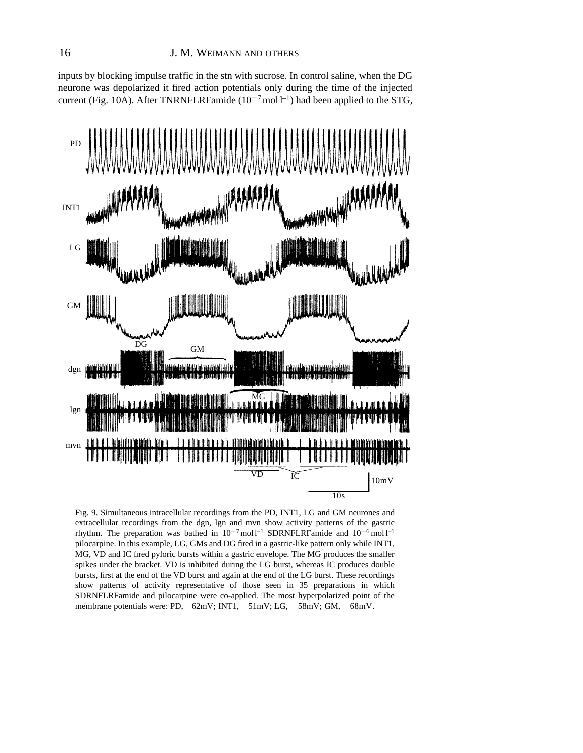inputs by blocking impulse traffic in the stn with sucrose. In control saline, when the DG neurone was depolarized it fired action potentials only during the time of the injected current (Fig. 10A). After TNRNFLRFamide ($10^{-7}$ mol l$^{-1}$) had been applied to the STG,

Fig. 9. Simultaneous intracellular recordings from the PD, INT1, LG and GM neurones and extracellular recordings from the dgn, lgn and mvn show activity patterns of the gastric rhythm. The preparation was bathed in $10^{-7}$ mol l$^{-1}$ SDRNFLRFamide and $10^{-6}$ mol l$^{-1}$ pilocarpine. In this example, LG, GMs and DG fired in a gastric-like pattern only while INT1, MG, VD and IC fired pyloric bursts within a gastric envelope. The MG produces the smaller spikes under the bracket. VD is inhibited during the LG burst, whereas IC produces double bursts, first at the end of the VD burst and again at the end of the LG burst. These recordings show patterns of activity representative of those seen in 35 preparations in which SDRNFLRFamide and pilocarpine were co-applied. The most hyperpolarized point of the membrane potentials were: PD, −62mV; INT1, −51mV; LG, −58mV; GM, −68mV.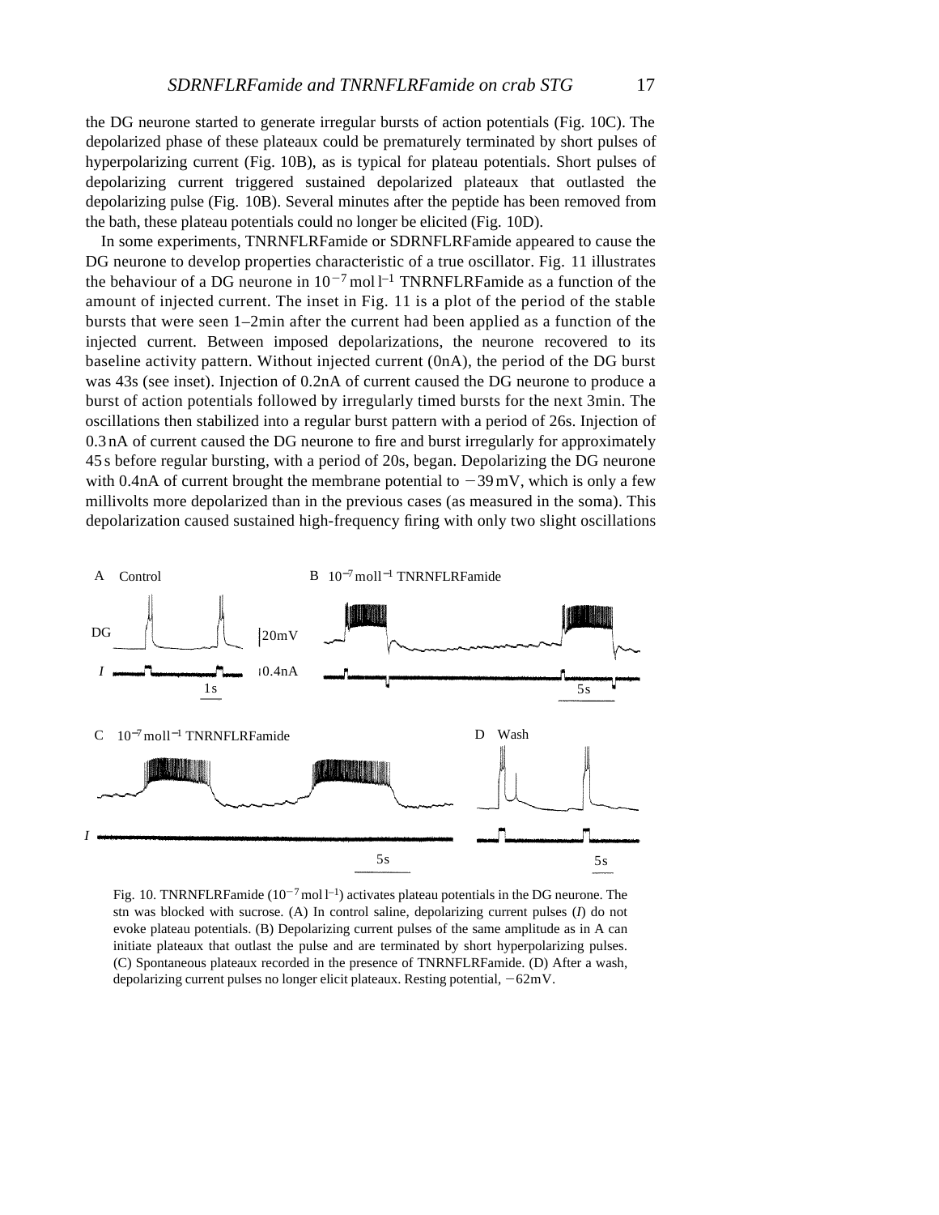the DG neurone started to generate irregular bursts of action potentials (Fig. 10C). The depolarized phase of these plateaux could be prematurely terminated by short pulses of hyperpolarizing current (Fig. 10B), as is typical for plateau potentials. Short pulses of depolarizing current triggered sustained depolarized plateaux that outlasted the depolarizing pulse (Fig. 10B). Several minutes after the peptide has been removed from the bath, these plateau potentials could no longer be elicited (Fig. 10D).

In some experiments, TNRNFLRFamide or SDRNFLRFamide appeared to cause the DG neurone to develop properties characteristic of a true oscillator. Fig. 11 illustrates the behaviour of a DG neurone in $10^{-7}$ mol l$^{-1}$ TNRNFLRFamide as a function of the amount of injected current. The inset in Fig. 11 is a plot of the period of the stable bursts that were seen 1–2min after the current had been applied as a function of the injected current. Between imposed depolarizations, the neurone recovered to its baseline activity pattern. Without injected current (0nA), the period of the DG burst was 43s (see inset). Injection of 0.2nA of current caused the DG neurone to produce a burst of action potentials followed by irregularly timed bursts for the next 3min. The oscillations then stabilized into a regular burst pattern with a period of 26s. Injection of 0.3 nA of current caused the DG neurone to fire and burst irregularly for approximately 45 s before regular bursting, with a period of 20s, began. Depolarizing the DG neurone with 0.4nA of current brought the membrane potential to −39 mV, which is only a few millivolts more depolarized than in the previous cases (as measured in the soma). This depolarization caused sustained high-frequency firing with only two slight oscillations

Fig. 10. TNRNFLRFamide ($10^{-7}$ mol l$^{-1}$) activates plateau potentials in the DG neurone. The stn was blocked with sucrose. (A) In control saline, depolarizing current pulses (*I*) do not evoke plateau potentials. (B) Depolarizing current pulses of the same amplitude as in A can initiate plateaux that outlast the pulse and are terminated by short hyperpolarizing pulses. (C) Spontaneous plateaux recorded in the presence of TNRNFLRFamide. (D) After a wash, depolarizing current pulses no longer elicit plateaux. Resting potential, −62mV.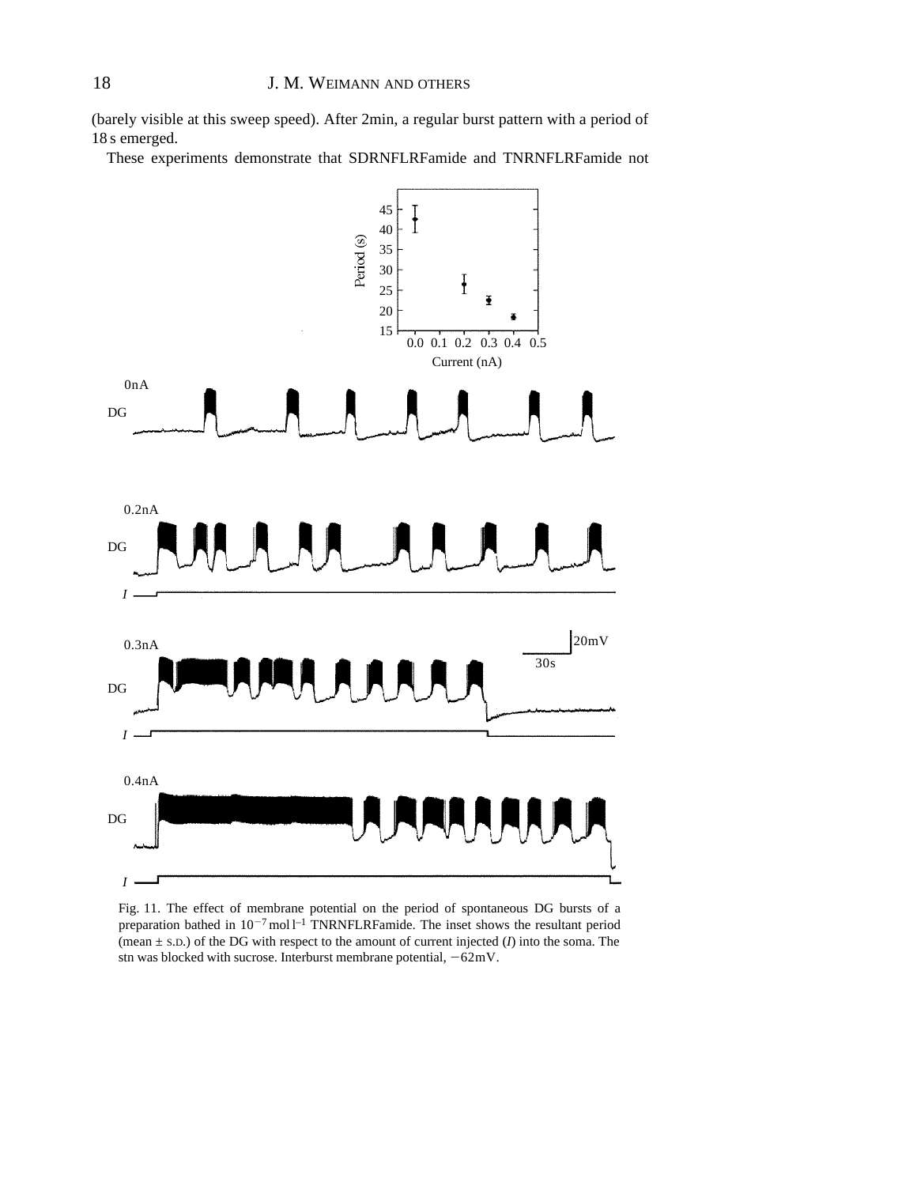(barely visible at this sweep speed). After 2min, a regular burst pattern with a period of 18 s emerged.

These experiments demonstrate that SDRNFLRFamide and TNRNFLRFamide not

Fig. 11. The effect of membrane potential on the period of spontaneous DG bursts of a preparation bathed in $10^{-7}$ mol l$^{-1}$ TNRNFLRFamide. The inset shows the resultant period (mean ± S.D.) of the DG with respect to the amount of current injected (*I*) into the soma. The stn was blocked with sucrose. Interburst membrane potential, −62 mV.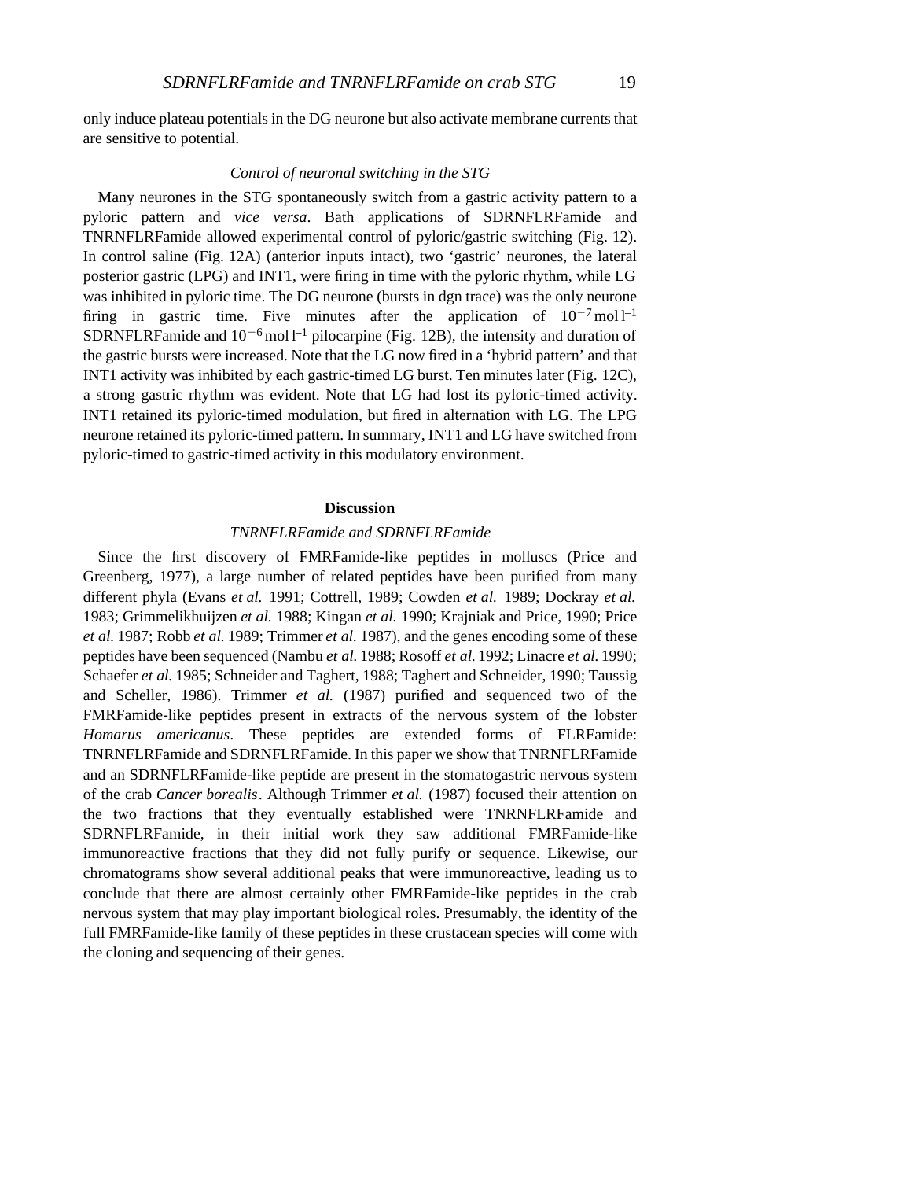only induce plateau potentials in the DG neurone but also activate membrane currents that are sensitive to potential.

### *Control of neuronal switching in the STG*

Many neurones in the STG spontaneously switch from a gastric activity pattern to a pyloric pattern and *vice versa*. Bath applications of SDRNFLRFamide and TNRNFLRFamide allowed experimental control of pyloric/gastric switching (Fig. 12). In control saline (Fig. 12A) (anterior inputs intact), two 'gastric' neurones, the lateral posterior gastric (LPG) and INT1, were firing in time with the pyloric rhythm, while LG was inhibited in pyloric time. The DG neurone (bursts in dgn trace) was the only neurone firing in gastric time. Five minutes after the application of $10^{-7}\,\mathrm{mol\,l^{-1}}$ SDRNFLRFamide and $10^{-6}\,\mathrm{mol\,l^{-1}}$ pilocarpine (Fig. 12B), the intensity and duration of the gastric bursts were increased. Note that the LG now fired in a 'hybrid pattern' and that INT1 activity was inhibited by each gastric-timed LG burst. Ten minutes later (Fig. 12C), a strong gastric rhythm was evident. Note that LG had lost its pyloric-timed activity. INT1 retained its pyloric-timed modulation, but fired in alternation with LG. The LPG neurone retained its pyloric-timed pattern. In summary, INT1 and LG have switched from pyloric-timed to gastric-timed activity in this modulatory environment.

## Discussion

### *TNRNFLRFamide and SDRNFLRFamide*

Since the first discovery of FMRFamide-like peptides in molluscs (Price and Greenberg, 1977), a large number of related peptides have been purified from many different phyla (Evans *et al.* 1991; Cottrell, 1989; Cowden *et al.* 1989; Dockray *et al.* 1983; Grimmelikhuijzen *et al.* 1988; Kingan *et al.* 1990; Krajniak and Price, 1990; Price *et al.* 1987; Robb *et al.* 1989; Trimmer *et al.* 1987), and the genes encoding some of these peptides have been sequenced (Nambu *et al.* 1988; Rosoff *et al.* 1992; Linacre *et al.* 1990; Schaefer *et al.* 1985; Schneider and Taghert, 1988; Taghert and Schneider, 1990; Taussig and Scheller, 1986). Trimmer *et al.* (1987) purified and sequenced two of the FMRFamide-like peptides present in extracts of the nervous system of the lobster *Homarus americanus*. These peptides are extended forms of FLRFamide: TNRNFLRFamide and SDRNFLRFamide. In this paper we show that TNRNFLRFamide and an SDRNFLRFamide-like peptide are present in the stomatogastric nervous system of the crab *Cancer borealis*. Although Trimmer *et al.* (1987) focused their attention on the two fractions that they eventually established were TNRNFLRFamide and SDRNFLRFamide, in their initial work they saw additional FMRFamide-like immunoreactive fractions that they did not fully purify or sequence. Likewise, our chromatograms show several additional peaks that were immunoreactive, leading us to conclude that there are almost certainly other FMRFamide-like peptides in the crab nervous system that may play important biological roles. Presumably, the identity of the full FMRFamide-like family of these peptides in these crustacean species will come with the cloning and sequencing of their genes.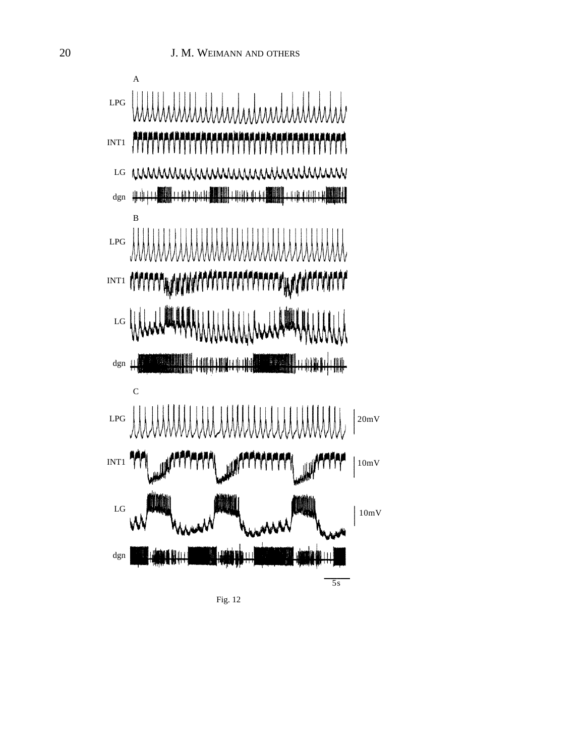Fig. 12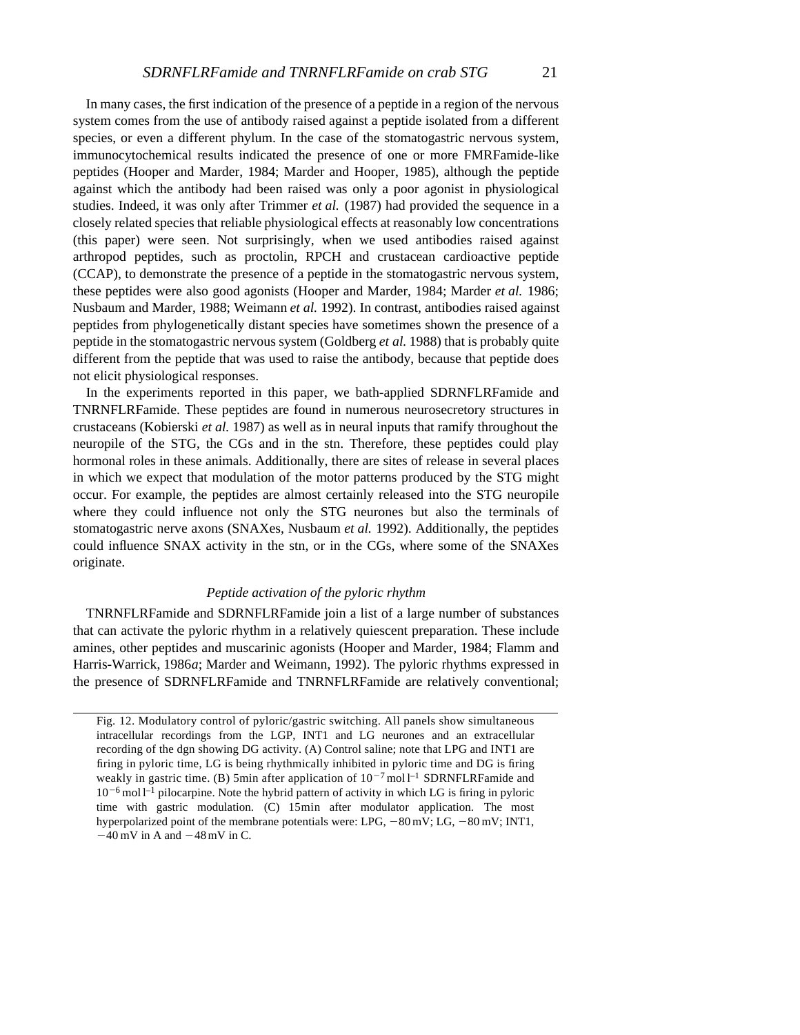In many cases, the first indication of the presence of a peptide in a region of the nervous system comes from the use of antibody raised against a peptide isolated from a different species, or even a different phylum. In the case of the stomatogastric nervous system, immunocytochemical results indicated the presence of one or more FMRFamide-like peptides (Hooper and Marder, 1984; Marder and Hooper, 1985), although the peptide against which the antibody had been raised was only a poor agonist in physiological studies. Indeed, it was only after Trimmer *et al.* (1987) had provided the sequence in a closely related species that reliable physiological effects at reasonably low concentrations (this paper) were seen. Not surprisingly, when we used antibodies raised against arthropod peptides, such as proctolin, RPCH and crustacean cardioactive peptide (CCAP), to demonstrate the presence of a peptide in the stomatogastric nervous system, these peptides were also good agonists (Hooper and Marder, 1984; Marder *et al.* 1986; Nusbaum and Marder, 1988; Weimann *et al.* 1992). In contrast, antibodies raised against peptides from phylogenetically distant species have sometimes shown the presence of a peptide in the stomatogastric nervous system (Goldberg *et al.* 1988) that is probably quite different from the peptide that was used to raise the antibody, because that peptide does not elicit physiological responses.

In the experiments reported in this paper, we bath-applied SDRNFLRFamide and TNRNFLRFamide. These peptides are found in numerous neurosecretory structures in crustaceans (Kobierski *et al.* 1987) as well as in neural inputs that ramify throughout the neuropile of the STG, the CGs and in the stn. Therefore, these peptides could play hormonal roles in these animals. Additionally, there are sites of release in several places in which we expect that modulation of the motor patterns produced by the STG might occur. For example, the peptides are almost certainly released into the STG neuropile where they could influence not only the STG neurones but also the terminals of stomatogastric nerve axons (SNAXes, Nusbaum *et al.* 1992). Additionally, the peptides could influence SNAX activity in the stn, or in the CGs, where some of the SNAXes originate.

### *Peptide activation of the pyloric rhythm*

TNRNFLRFamide and SDRNFLRFamide join a list of a large number of substances that can activate the pyloric rhythm in a relatively quiescent preparation. These include amines, other peptides and muscarinic agonists (Hooper and Marder, 1984; Flamm and Harris-Warrick, 1986*a*; Marder and Weimann, 1992). The pyloric rhythms expressed in the presence of SDRNFLRFamide and TNRNFLRFamide are relatively conventional;

Fig. 12. Modulatory control of pyloric/gastric switching. All panels show simultaneous intracellular recordings from the LGP, INT1 and LG neurones and an extracellular recording of the dgn showing DG activity. (A) Control saline; note that LPG and INT1 are firing in pyloric time, LG is being rhythmically inhibited in pyloric time and DG is firing weakly in gastric time. (B) 5min after application of $10^{-7}$ mol l$^{-1}$ SDRNFLRFamide and $10^{-6}$ mol l$^{-1}$ pilocarpine. Note the hybrid pattern of activity in which LG is firing in pyloric time with gastric modulation. (C) 15min after modulator application. The most hyperpolarized point of the membrane potentials were: LPG, −80 mV; LG, −80 mV; INT1, −40 mV in A and −48 mV in C.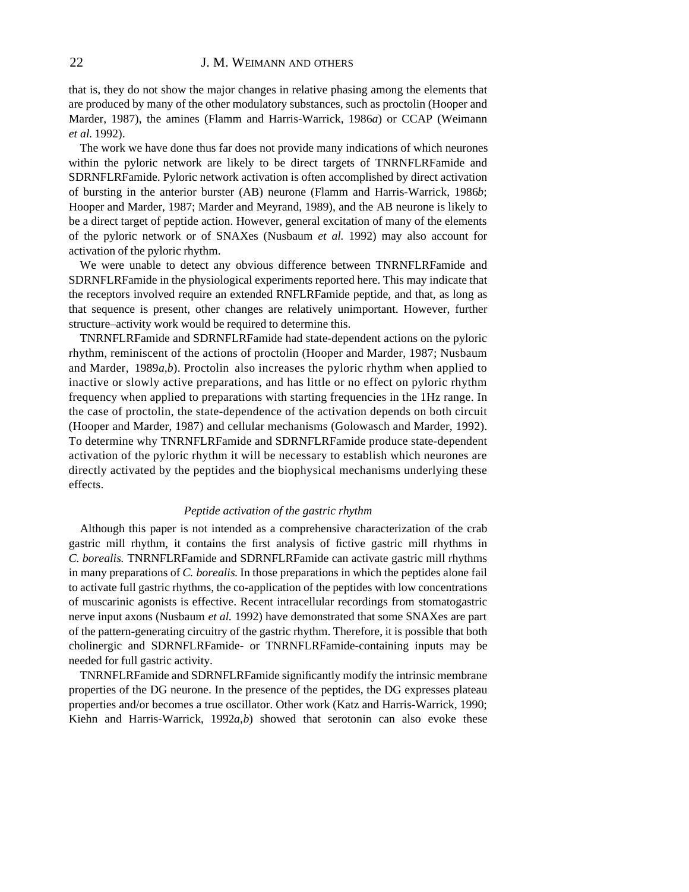that is, they do not show the major changes in relative phasing among the elements that are produced by many of the other modulatory substances, such as proctolin (Hooper and Marder, 1987), the amines (Flamm and Harris-Warrick, 1986*a*) or CCAP (Weimann *et al.* 1992).

The work we have done thus far does not provide many indications of which neurones within the pyloric network are likely to be direct targets of TNRNFLRFamide and SDRNFLRFamide. Pyloric network activation is often accomplished by direct activation of bursting in the anterior burster (AB) neurone (Flamm and Harris-Warrick, 1986*b*; Hooper and Marder, 1987; Marder and Meyrand, 1989), and the AB neurone is likely to be a direct target of peptide action. However, general excitation of many of the elements of the pyloric network or of SNAXes (Nusbaum *et al.* 1992) may also account for activation of the pyloric rhythm.

We were unable to detect any obvious difference between TNRNFLRFamide and SDRNFLRFamide in the physiological experiments reported here. This may indicate that the receptors involved require an extended RNFLRFamide peptide, and that, as long as that sequence is present, other changes are relatively unimportant. However, further structure–activity work would be required to determine this.

TNRNFLRFamide and SDRNFLRFamide had state-dependent actions on the pyloric rhythm, reminiscent of the actions of proctolin (Hooper and Marder, 1987; Nusbaum and Marder, 1989*a*,*b*). Proctolin also increases the pyloric rhythm when applied to inactive or slowly active preparations, and has little or no effect on pyloric rhythm frequency when applied to preparations with starting frequencies in the 1Hz range. In the case of proctolin, the state-dependence of the activation depends on both circuit (Hooper and Marder, 1987) and cellular mechanisms (Golowasch and Marder, 1992). To determine why TNRNFLRFamide and SDRNFLRFamide produce state-dependent activation of the pyloric rhythm it will be necessary to establish which neurones are directly activated by the peptides and the biophysical mechanisms underlying these effects.

### *Peptide activation of the gastric rhythm*

Although this paper is not intended as a comprehensive characterization of the crab gastric mill rhythm, it contains the first analysis of fictive gastric mill rhythms in *C. borealis.* TNRNFLRFamide and SDRNFLRFamide can activate gastric mill rhythms in many preparations of *C. borealis.* In those preparations in which the peptides alone fail to activate full gastric rhythms, the co-application of the peptides with low concentrations of muscarinic agonists is effective. Recent intracellular recordings from stomatogastric nerve input axons (Nusbaum *et al.* 1992) have demonstrated that some SNAXes are part of the pattern-generating circuitry of the gastric rhythm. Therefore, it is possible that both cholinergic and SDRNFLRFamide- or TNRNFLRFamide-containing inputs may be needed for full gastric activity.

TNRNFLRFamide and SDRNFLRFamide significantly modify the intrinsic membrane properties of the DG neurone. In the presence of the peptides, the DG expresses plateau properties and/or becomes a true oscillator. Other work (Katz and Harris-Warrick, 1990; Kiehn and Harris-Warrick, 1992*a*,*b*) showed that serotonin can also evoke these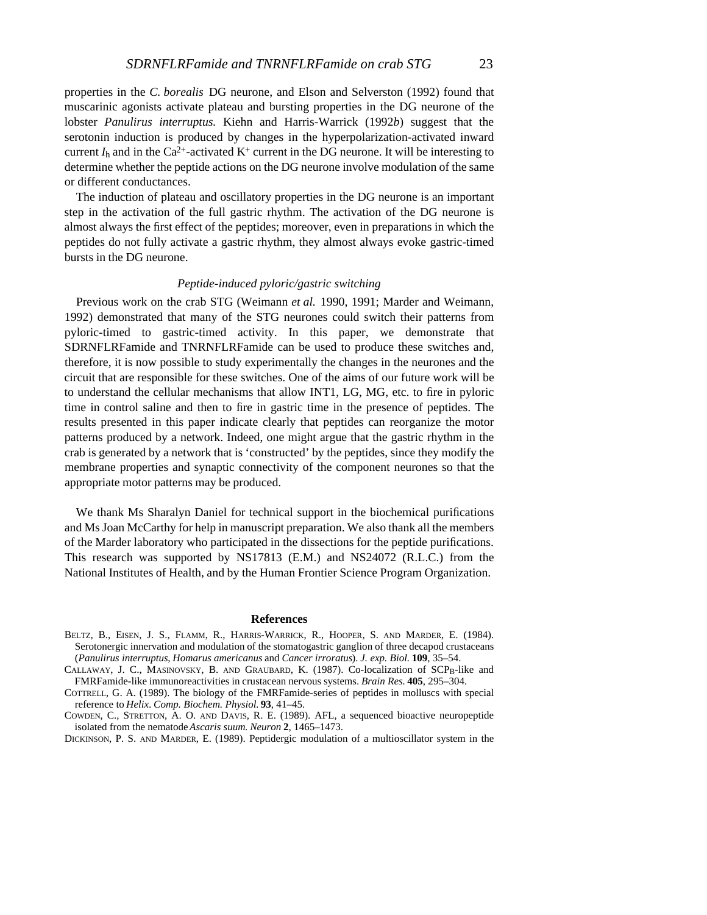properties in the *C. borealis* DG neurone, and Elson and Selverston (1992) found that muscarinic agonists activate plateau and bursting properties in the DG neurone of the lobster *Panulirus interruptus.* Kiehn and Harris-Warrick (1992*b*) suggest that the serotonin induction is produced by changes in the hyperpolarization-activated inward current $I_h$ and in the $Ca^{2+}$-activated $K^+$ current in the DG neurone. It will be interesting to determine whether the peptide actions on the DG neurone involve modulation of the same or different conductances.

The induction of plateau and oscillatory properties in the DG neurone is an important step in the activation of the full gastric rhythm. The activation of the DG neurone is almost always the first effect of the peptides; moreover, even in preparations in which the peptides do not fully activate a gastric rhythm, they almost always evoke gastric-timed bursts in the DG neurone.

### *Peptide-induced pyloric/gastric switching*

Previous work on the crab STG (Weimann *et al.* 1990, 1991; Marder and Weimann, 1992) demonstrated that many of the STG neurones could switch their patterns from pyloric-timed to gastric-timed activity. In this paper, we demonstrate that SDRNFLRFamide and TNRNFLRFamide can be used to produce these switches and, therefore, it is now possible to study experimentally the changes in the neurones and the circuit that are responsible for these switches. One of the aims of our future work will be to understand the cellular mechanisms that allow INT1, LG, MG, etc. to fire in pyloric time in control saline and then to fire in gastric time in the presence of peptides. The results presented in this paper indicate clearly that peptides can reorganize the motor patterns produced by a network. Indeed, one might argue that the gastric rhythm in the crab is generated by a network that is 'constructed' by the peptides, since they modify the membrane properties and synaptic connectivity of the component neurones so that the appropriate motor patterns may be produced.

We thank Ms Sharalyn Daniel for technical support in the biochemical purifications and Ms Joan McCarthy for help in manuscript preparation. We also thank all the members of the Marder laboratory who participated in the dissections for the peptide purifications. This research was supported by NS17813 (E.M.) and NS24072 (R.L.C.) from the National Institutes of Health, and by the Human Frontier Science Program Organization.

## References

BELTZ, B., EISEN, J. S., FLAMM, R., HARRIS-WARRICK, R., HOOPER, S. AND MARDER, E. (1984). Serotonergic innervation and modulation of the stomatogastric ganglion of three decapod crustaceans (*Panulirus interruptus*, *Homarus americanus* and *Cancer irroratus*). *J. exp. Biol.* **109**, 35–54.

CALLAWAY, J. C., MASINOVSKY, B. AND GRAUBARD, K. (1987). Co-localization of $SCP_B$-like and FMRFamide-like immunoreactivities in crustacean nervous systems. *Brain Res.* **405**, 295–304.

COTTRELL, G. A. (1989). The biology of the FMRFamide-series of peptides in molluscs with special reference to *Helix*. *Comp. Biochem. Physiol.* **93**, 41–45.

COWDEN, C., STRETTON, A. O. AND DAVIS, R. E. (1989). AFL, a sequenced bioactive neuropeptide isolated from the nematode *Ascaris suum. Neuron* **2**, 1465–1473.

DICKINSON, P. S. AND MARDER, E. (1989). Peptidergic modulation of a multioscillator system in the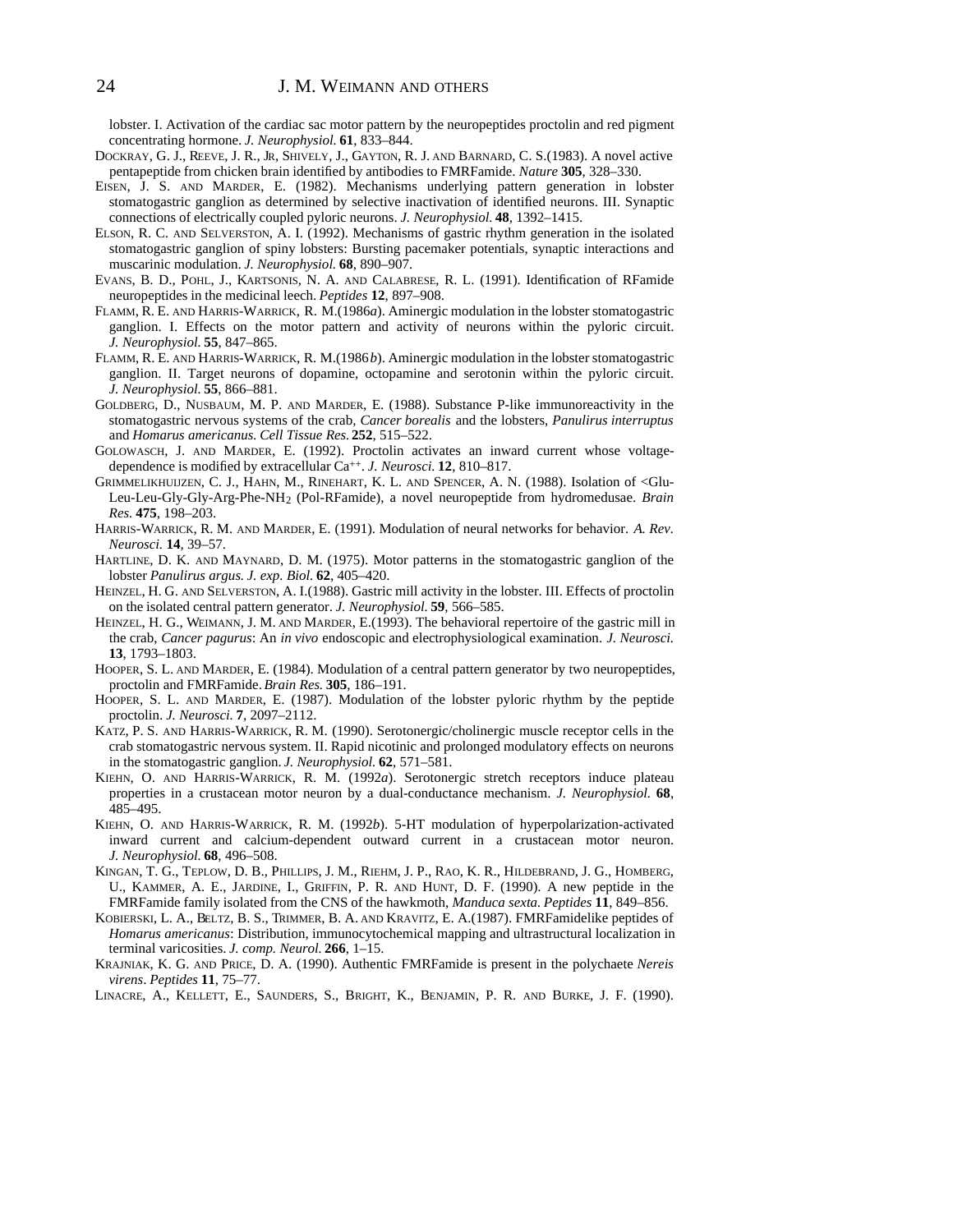lobster. I. Activation of the cardiac sac motor pattern by the neuropeptides proctolin and red pigment concentrating hormone. *J. Neurophysiol.* **61**, 833–844.

DOCKRAY, G. J., REEVE, J. R., JR, SHIVELY, J., GAYTON, R. J. AND BARNARD, C. S.(1983). A novel active pentapeptide from chicken brain identified by antibodies to FMRFamide. *Nature* **305**, 328–330.

EISEN, J. S. AND MARDER, E. (1982). Mechanisms underlying pattern generation in lobster stomatogastric ganglion as determined by selective inactivation of identified neurons. III. Synaptic connections of electrically coupled pyloric neurons. *J. Neurophysiol.* **48**, 1392–1415.

ELSON, R. C. AND SELVERSTON, A. I. (1992). Mechanisms of gastric rhythm generation in the isolated stomatogastric ganglion of spiny lobsters: Bursting pacemaker potentials, synaptic interactions and muscarinic modulation. *J. Neurophysiol.* **68**, 890–907.

EVANS, B. D., POHL, J., KARTSONIS, N. A. AND CALABRESE, R. L. (1991). Identification of RFamide neuropeptides in the medicinal leech. *Peptides* **12**, 897–908.

FLAMM, R. E. AND HARRIS-WARRICK, R. M.(1986*a*). Aminergic modulation in the lobster stomatogastric ganglion. I. Effects on the motor pattern and activity of neurons within the pyloric circuit. *J. Neurophysiol.* **55**, 847–865.

FLAMM, R. E. AND HARRIS-WARRICK, R. M.(1986*b*). Aminergic modulation in the lobster stomatogastric ganglion. II. Target neurons of dopamine, octopamine and serotonin within the pyloric circuit. *J. Neurophysiol.* **55**, 866–881.

GOLDBERG, D., NUSBAUM, M. P. AND MARDER, E. (1988). Substance P-like immunoreactivity in the stomatogastric nervous systems of the crab, *Cancer borealis* and the lobsters, *Panulirus interruptus* and *Homarus americanus. Cell Tissue Res.* **252**, 515–522.

GOLOWASCH, J. AND MARDER, E. (1992). Proctolin activates an inward current whose voltage-dependence is modified by extracellular $Ca^{++}$. *J. Neurosci.* **12**, 810–817.

GRIMMELIKHUIJZEN, C. J., HAHN, M., RINEHART, K. L. AND SPENCER, A. N. (1988). Isolation of <Glu-Leu-Leu-Gly-Gly-Arg-Phe-$NH_2$ (Pol-RFamide), a novel neuropeptide from hydromedusae. *Brain Res.* **475**, 198–203.

HARRIS-WARRICK, R. M. AND MARDER, E. (1991). Modulation of neural networks for behavior. *A. Rev. Neurosci.* **14**, 39–57.

HARTLINE, D. K. AND MAYNARD, D. M. (1975). Motor patterns in the stomatogastric ganglion of the lobster *Panulirus argus. J. exp. Biol.* **62**, 405–420.

HEINZEL, H. G. AND SELVERSTON, A. I.(1988). Gastric mill activity in the lobster. III. Effects of proctolin on the isolated central pattern generator. *J. Neurophysiol.* **59**, 566–585.

HEINZEL, H. G., WEIMANN, J. M. AND MARDER, E.(1993). The behavioral repertoire of the gastric mill in the crab, *Cancer pagurus*: An *in vivo* endoscopic and electrophysiological examination. *J. Neurosci.* **13**, 1793–1803.

HOOPER, S. L. AND MARDER, E. (1984). Modulation of a central pattern generator by two neuropeptides, proctolin and FMRFamide. *Brain Res.* **305**, 186–191.

HOOPER, S. L. AND MARDER, E. (1987). Modulation of the lobster pyloric rhythm by the peptide proctolin. *J. Neurosci.* **7**, 2097–2112.

KATZ, P. S. AND HARRIS-WARRICK, R. M. (1990). Serotonergic/cholinergic muscle receptor cells in the crab stomatogastric nervous system. II. Rapid nicotinic and prolonged modulatory effects on neurons in the stomatogastric ganglion. *J. Neurophysiol.* **62**, 571–581.

KIEHN, O. AND HARRIS-WARRICK, R. M. (1992*a*). Serotonergic stretch receptors induce plateau properties in a crustacean motor neuron by a dual-conductance mechanism. *J. Neurophysiol.* **68**, 485–495.

KIEHN, O. AND HARRIS-WARRICK, R. M. (1992*b*). 5-HT modulation of hyperpolarization-activated inward current and calcium-dependent outward current in a crustacean motor neuron. *J. Neurophysiol.* **68**, 496–508.

KINGAN, T. G., TEPLOW, D. B., PHILLIPS, J. M., RIEHM, J. P., RAO, K. R., HILDEBRAND, J. G., HOMBERG, U., KAMMER, A. E., JARDINE, I., GRIFFIN, P. R. AND HUNT, D. F. (1990). A new peptide in the FMRFamide family isolated from the CNS of the hawkmoth, *Manduca sexta. Peptides* **11**, 849–856.

KOBIERSKI, L. A., BELTZ, B. S., TRIMMER, B. A. AND KRAVITZ, E. A.(1987). FMRFamidelike peptides of *Homarus americanus*: Distribution, immunocytochemical mapping and ultrastructural localization in terminal varicosities. *J. comp. Neurol.* **266**, 1–15.

KRAJNIAK, K. G. AND PRICE, D. A. (1990). Authentic FMRFamide is present in the polychaete *Nereis virens*. *Peptides* **11**, 75–77.

LINACRE, A., KELLETT, E., SAUNDERS, S., BRIGHT, K., BENJAMIN, P. R. AND BURKE, J. F. (1990).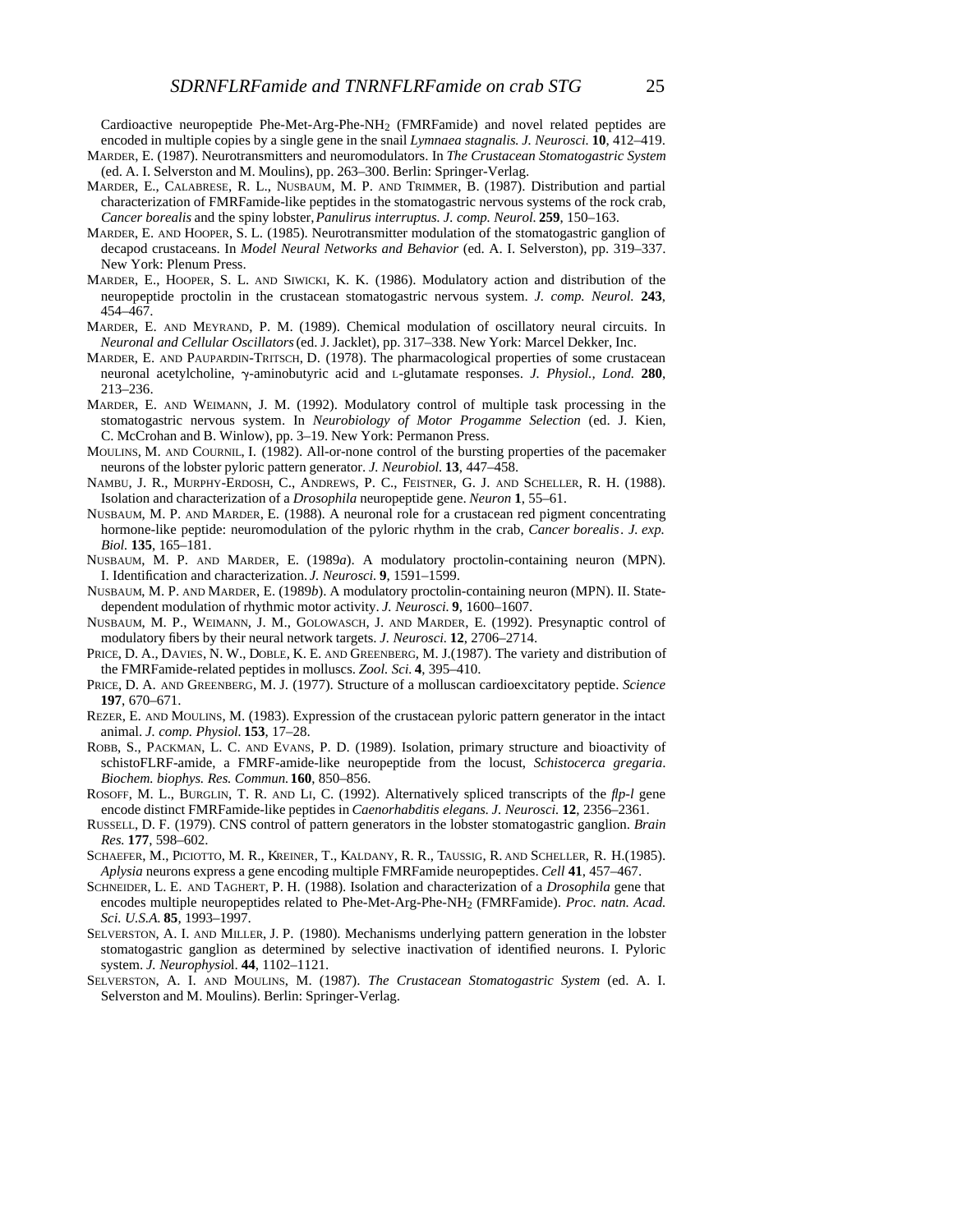Cardioactive neuropeptide Phe-Met-Arg-Phe-$NH_2$ (FMRFamide) and novel related peptides are encoded in multiple copies by a single gene in the snail *Lymnaea stagnalis. J. Neurosci.* **10**, 412–419.

MARDER, E. (1987). Neurotransmitters and neuromodulators. In *The Crustacean Stomatogastric System* (ed. A. I. Selverston and M. Moulins), pp. 263–300. Berlin: Springer-Verlag.

MARDER, E., CALABRESE, R. L., NUSBAUM, M. P. AND TRIMMER, B. (1987). Distribution and partial characterization of FMRFamide-like peptides in the stomatogastric nervous systems of the rock crab, *Cancer borealis* and the spiny lobster, *Panulirus interruptus. J. comp. Neurol.* **259**, 150–163.

MARDER, E. AND HOOPER, S. L. (1985). Neurotransmitter modulation of the stomatogastric ganglion of decapod crustaceans. In *Model Neural Networks and Behavior* (ed. A. I. Selverston), pp. 319–337. New York: Plenum Press.

MARDER, E., HOOPER, S. L. AND SIWICKI, K. K. (1986). Modulatory action and distribution of the neuropeptide proctolin in the crustacean stomatogastric nervous system. *J. comp. Neurol.* **243**, 454–467.

MARDER, E. AND MEYRAND, P. M. (1989). Chemical modulation of oscillatory neural circuits. In *Neuronal and Cellular Oscillators* (ed. J. Jacklet), pp. 317–338. New York: Marcel Dekker, Inc.

MARDER, E. AND PAUPARDIN-TRITSCH, D. (1978). The pharmacological properties of some crustacean neuronal acetylcholine, γ-aminobutyric acid and L-glutamate responses. *J. Physiol., Lond.* **280**, 213–236.

MARDER, E. AND WEIMANN, J. M. (1992). Modulatory control of multiple task processing in the stomatogastric nervous system. In *Neurobiology of Motor Progamme Selection* (ed. J. Kien, C. McCrohan and B. Winlow), pp. 3–19. New York: Permanon Press.

MOULINS, M. AND COURNIL, I. (1982). All-or-none control of the bursting properties of the pacemaker neurons of the lobster pyloric pattern generator. *J. Neurobiol.* **13**, 447–458.

NAMBU, J. R., MURPHY-ERDOSH, C., ANDREWS, P. C., FEISTNER, G. J. AND SCHELLER, R. H. (1988). Isolation and characterization of a *Drosophila* neuropeptide gene. *Neuron* **1**, 55–61.

NUSBAUM, M. P. AND MARDER, E. (1988). A neuronal role for a crustacean red pigment concentrating hormone-like peptide: neuromodulation of the pyloric rhythm in the crab, *Cancer borealis*. *J. exp. Biol.* **135**, 165–181.

NUSBAUM, M. P. AND MARDER, E. (1989*a*). A modulatory proctolin-containing neuron (MPN). I. Identification and characterization. *J. Neurosci.* **9**, 1591–1599.

NUSBAUM, M. P. AND MARDER, E. (1989*b*). A modulatory proctolin-containing neuron (MPN). II. State-dependent modulation of rhythmic motor activity. *J. Neurosci.* **9**, 1600–1607.

NUSBAUM, M. P., WEIMANN, J. M., GOLOWASCH, J. AND MARDER, E. (1992). Presynaptic control of modulatory fibers by their neural network targets. *J. Neurosci.* **12**, 2706–2714.

PRICE, D. A., DAVIES, N. W., DOBLE, K. E. AND GREENBERG, M. J.(1987). The variety and distribution of the FMRFamide-related peptides in molluscs. *Zool. Sci.* **4**, 395–410.

PRICE, D. A. AND GREENBERG, M. J. (1977). Structure of a molluscan cardioexcitatory peptide. *Science* **197**, 670–671.

REZER, E. AND MOULINS, M. (1983). Expression of the crustacean pyloric pattern generator in the intact animal. *J. comp. Physiol.* **153**, 17–28.

ROBB, S., PACKMAN, L. C. AND EVANS, P. D. (1989). Isolation, primary structure and bioactivity of schistoFLRF-amide, a FMRF-amide-like neuropeptide from the locust, *Schistocerca gregaria*. *Biochem. biophys. Res. Commun.* **160**, 850–856.

ROSOFF, M. L., BURGLIN, T. R. AND LI, C. (1992). Alternatively spliced transcripts of the *flp-l* gene encode distinct FMRFamide-like peptides in *Caenorhabditis elegans. J. Neurosci.* **12**, 2356–2361.

RUSSELL, D. F. (1979). CNS control of pattern generators in the lobster stomatogastric ganglion. *Brain Res.* **177**, 598–602.

SCHAEFER, M., PICIOTTO, M. R., KREINER, T., KALDANY, R. R., TAUSSIG, R. AND SCHELLER, R. H.(1985). *Aplysia* neurons express a gene encoding multiple FMRFamide neuropeptides. *Cell* **41**, 457–467.

SCHNEIDER, L. E. AND TAGHERT, P. H. (1988). Isolation and characterization of a *Drosophila* gene that encodes multiple neuropeptides related to Phe-Met-Arg-Phe-$NH_2$ (FMRFamide). *Proc. natn. Acad. Sci. U.S.A.* **85**, 1993–1997.

SELVERSTON, A. I. AND MILLER, J. P. (1980). Mechanisms underlying pattern generation in the lobster stomatogastric ganglion as determined by selective inactivation of identified neurons. I. Pyloric system. *J. Neurophysiol.* **44**, 1102–1121.

SELVERSTON, A. I. AND MOULINS, M. (1987). *The Crustacean Stomatogastric System* (ed. A. I. Selverston and M. Moulins). Berlin: Springer-Verlag.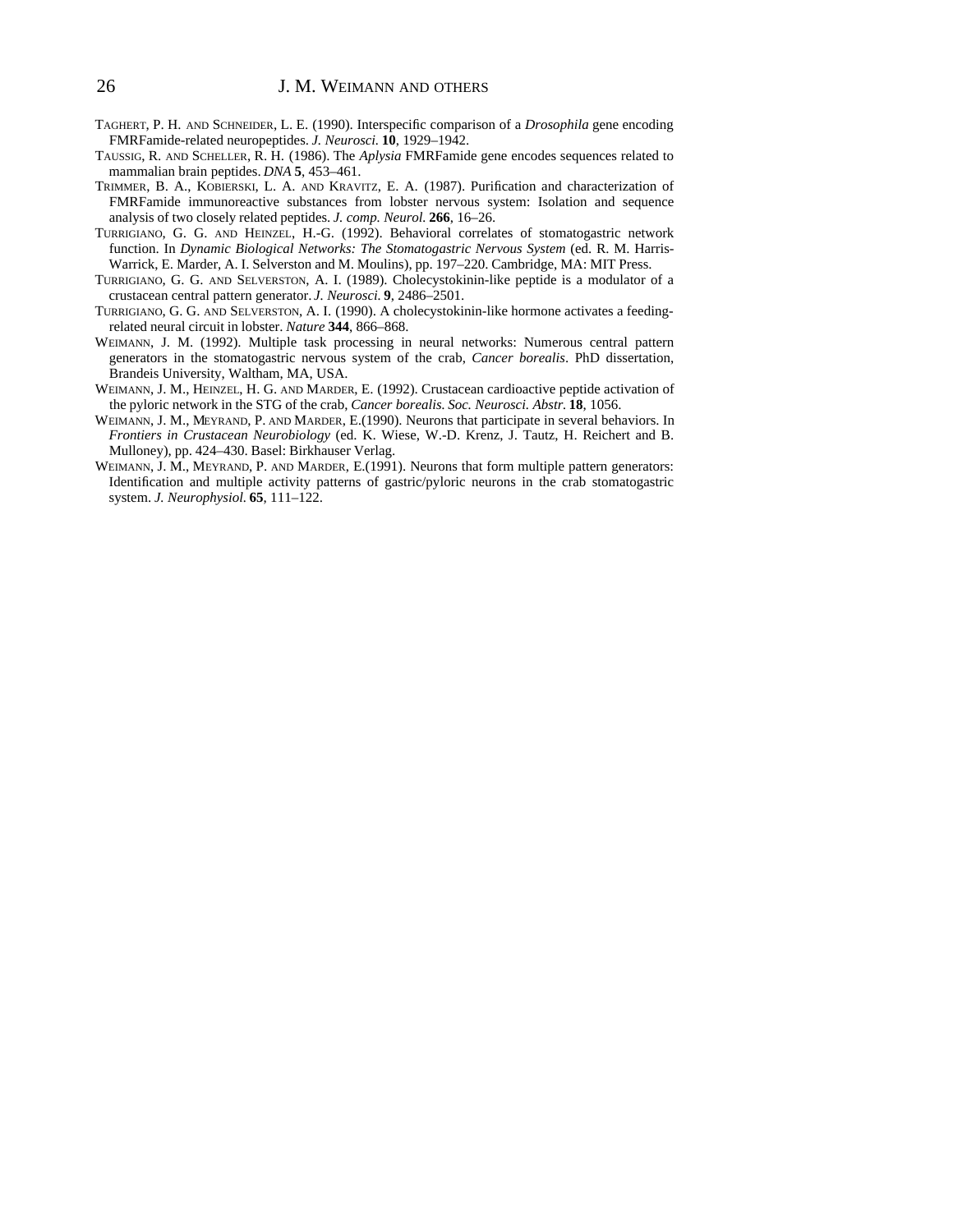TAGHERT, P. H. AND SCHNEIDER, L. E. (1990). Interspecific comparison of a *Drosophila* gene encoding FMRFamide-related neuropeptides. *J. Neurosci.* **10**, 1929–1942.

TAUSSIG, R. AND SCHELLER, R. H. (1986). The *Aplysia* FMRFamide gene encodes sequences related to mammalian brain peptides. *DNA* **5**, 453–461.

TRIMMER, B. A., KOBIERSKI, L. A. AND KRAVITZ, E. A. (1987). Purification and characterization of FMRFamide immunoreactive substances from lobster nervous system: Isolation and sequence analysis of two closely related peptides. *J. comp. Neurol.* **266**, 16–26.

TURRIGIANO, G. G. AND HEINZEL, H.-G. (1992). Behavioral correlates of stomatogastric network function. In *Dynamic Biological Networks: The Stomatogastric Nervous System* (ed. R. M. Harris-Warrick, E. Marder, A. I. Selverston and M. Moulins), pp. 197–220. Cambridge, MA: MIT Press.

TURRIGIANO, G. G. AND SELVERSTON, A. I. (1989). Cholecystokinin-like peptide is a modulator of a crustacean central pattern generator. *J. Neurosci.* **9**, 2486–2501.

TURRIGIANO, G. G. AND SELVERSTON, A. I. (1990). A cholecystokinin-like hormone activates a feeding-related neural circuit in lobster. *Nature* **344**, 866–868.

WEIMANN, J. M. (1992). Multiple task processing in neural networks: Numerous central pattern generators in the stomatogastric nervous system of the crab, *Cancer borealis*. PhD dissertation, Brandeis University, Waltham, MA, USA.

WEIMANN, J. M., HEINZEL, H. G. AND MARDER, E. (1992). Crustacean cardioactive peptide activation of the pyloric network in the STG of the crab, *Cancer borealis. Soc. Neurosci. Abstr.* **18**, 1056.

WEIMANN, J. M., MEYRAND, P. AND MARDER, E.(1990). Neurons that participate in several behaviors. In *Frontiers in Crustacean Neurobiology* (ed. K. Wiese, W.-D. Krenz, J. Tautz, H. Reichert and B. Mulloney), pp. 424–430. Basel: Birkhauser Verlag.

WEIMANN, J. M., MEYRAND, P. AND MARDER, E.(1991). Neurons that form multiple pattern generators: Identification and multiple activity patterns of gastric/pyloric neurons in the crab stomatogastric system. *J. Neurophysiol.* **65**, 111–122.